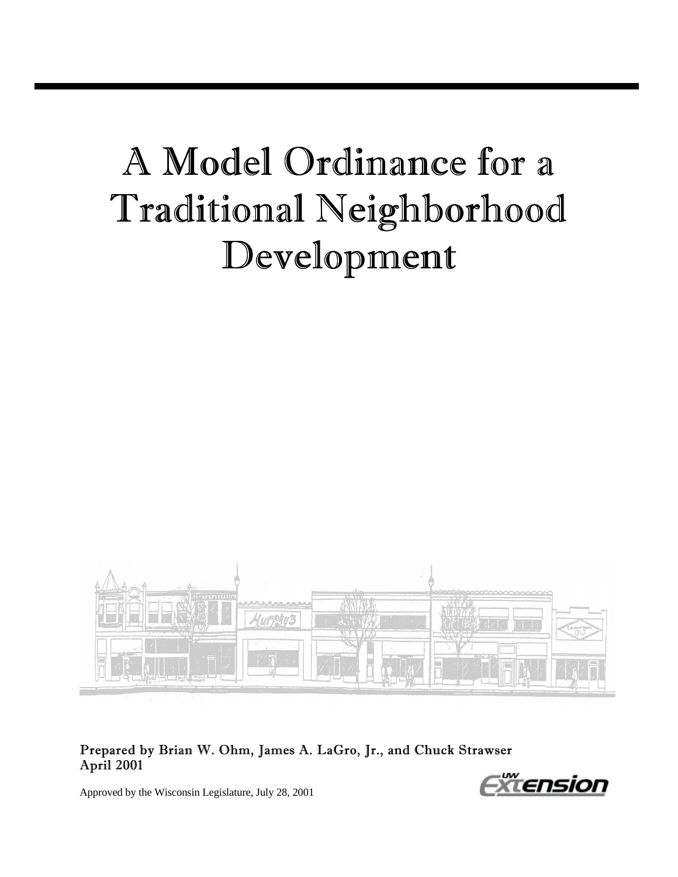# A Model Ordinance for a Traditional Neighborhood Development

**Prepared by Brian W. Ohm, James A. LaGro, Jr., and Chuck Strawser**
**April 2001**

Approved by the Wisconsin Legislature, July 28, 2001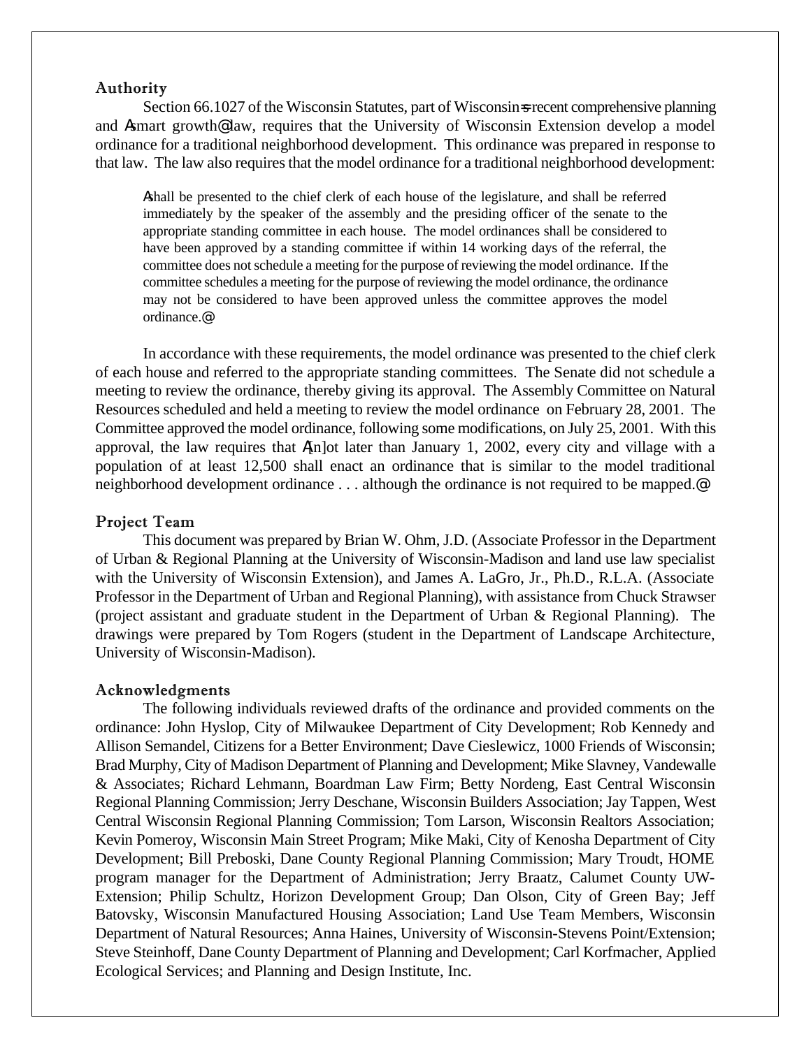### Authority

Section 66.1027 of the Wisconsin Statutes, part of Wisconsin=s recent comprehensive planning and Asmart growth@ law, requires that the University of Wisconsin Extension develop a model ordinance for a traditional neighborhood development. This ordinance was prepared in response to that law. The law also requires that the model ordinance for a traditional neighborhood development:

> Ashall be presented to the chief clerk of each house of the legislature, and shall be referred immediately by the speaker of the assembly and the presiding officer of the senate to the appropriate standing committee in each house. The model ordinances shall be considered to have been approved by a standing committee if within 14 working days of the referral, the committee does not schedule a meeting for the purpose of reviewing the model ordinance. If the committee schedules a meeting for the purpose of reviewing the model ordinance, the ordinance may not be considered to have been approved unless the committee approves the model ordinance.@

In accordance with these requirements, the model ordinance was presented to the chief clerk of each house and referred to the appropriate standing committees. The Senate did not schedule a meeting to review the ordinance, thereby giving its approval. The Assembly Committee on Natural Resources scheduled and held a meeting to review the model ordinance on February 28, 2001. The Committee approved the model ordinance, following some modifications, on July 25, 2001. With this approval, the law requires that A[n]ot later than January 1, 2002, every city and village with a population of at least 12,500 shall enact an ordinance that is similar to the model traditional neighborhood development ordinance . . . although the ordinance is not required to be mapped.@

### Project Team

This document was prepared by Brian W. Ohm, J.D. (Associate Professor in the Department of Urban & Regional Planning at the University of Wisconsin-Madison and land use law specialist with the University of Wisconsin Extension), and James A. LaGro, Jr., Ph.D., R.L.A. (Associate Professor in the Department of Urban and Regional Planning), with assistance from Chuck Strawser (project assistant and graduate student in the Department of Urban & Regional Planning). The drawings were prepared by Tom Rogers (student in the Department of Landscape Architecture, University of Wisconsin-Madison).

### Acknowledgments

The following individuals reviewed drafts of the ordinance and provided comments on the ordinance: John Hyslop, City of Milwaukee Department of City Development; Rob Kennedy and Allison Semandel, Citizens for a Better Environment; Dave Cieslewicz, 1000 Friends of Wisconsin; Brad Murphy, City of Madison Department of Planning and Development; Mike Slavney, Vandewalle & Associates; Richard Lehmann, Boardman Law Firm; Betty Nordeng, East Central Wisconsin Regional Planning Commission; Jerry Deschane, Wisconsin Builders Association; Jay Tappen, West Central Wisconsin Regional Planning Commission; Tom Larson, Wisconsin Realtors Association; Kevin Pomeroy, Wisconsin Main Street Program; Mike Maki, City of Kenosha Department of City Development; Bill Preboski, Dane County Regional Planning Commission; Mary Troudt, HOME program manager for the Department of Administration; Jerry Braatz, Calumet County UW-Extension; Philip Schultz, Horizon Development Group; Dan Olson, City of Green Bay; Jeff Batovsky, Wisconsin Manufactured Housing Association; Land Use Team Members, Wisconsin Department of Natural Resources; Anna Haines, University of Wisconsin-Stevens Point/Extension; Steve Steinhoff, Dane County Department of Planning and Development; Carl Korfmacher, Applied Ecological Services; and Planning and Design Institute, Inc.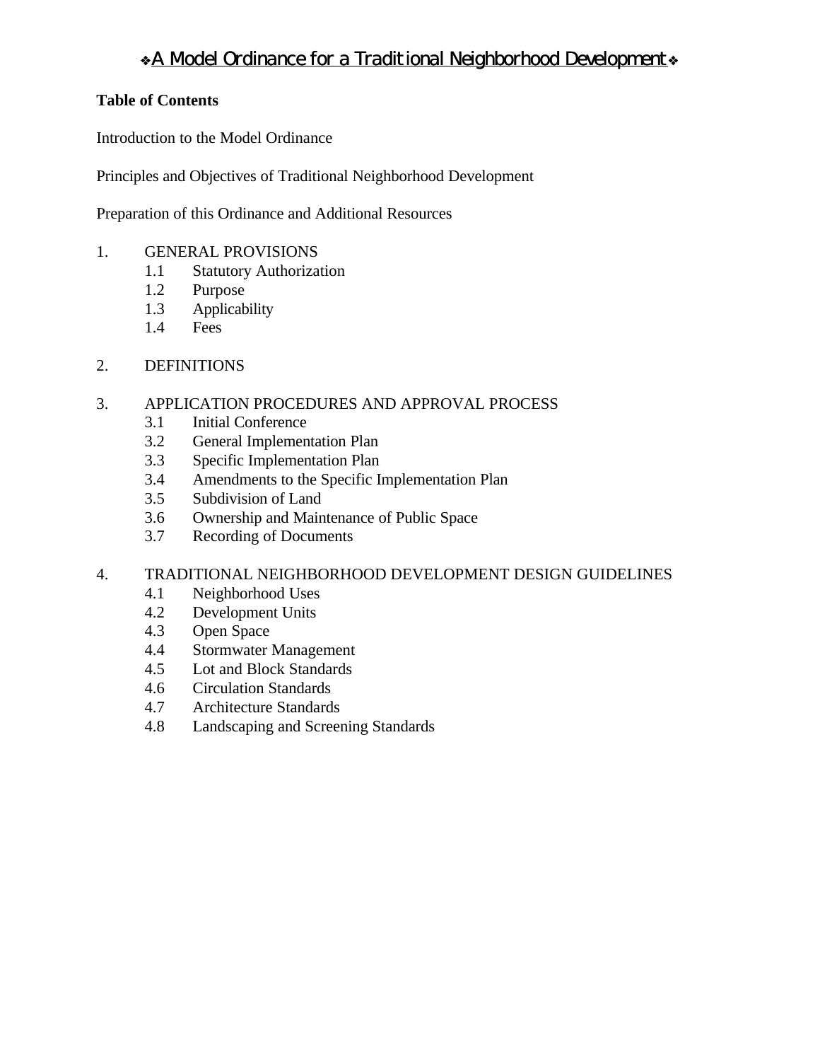# ❖A Model Ordinance for a Traditional Neighborhood Development❖

**Table of Contents**

Introduction to the Model Ordinance

Principles and Objectives of Traditional Neighborhood Development

Preparation of this Ordinance and Additional Resources

1. GENERAL PROVISIONS
   - 1.1 Statutory Authorization
   - 1.2 Purpose
   - 1.3 Applicability
   - 1.4 Fees

2. DEFINITIONS

3. APPLICATION PROCEDURES AND APPROVAL PROCESS
   - 3.1 Initial Conference
   - 3.2 General Implementation Plan
   - 3.3 Specific Implementation Plan
   - 3.4 Amendments to the Specific Implementation Plan
   - 3.5 Subdivision of Land
   - 3.6 Ownership and Maintenance of Public Space
   - 3.7 Recording of Documents

4. TRADITIONAL NEIGHBORHOOD DEVELOPMENT DESIGN GUIDELINES
   - 4.1 Neighborhood Uses
   - 4.2 Development Units
   - 4.3 Open Space
   - 4.4 Stormwater Management
   - 4.5 Lot and Block Standards
   - 4.6 Circulation Standards
   - 4.7 Architecture Standards
   - 4.8 Landscaping and Screening Standards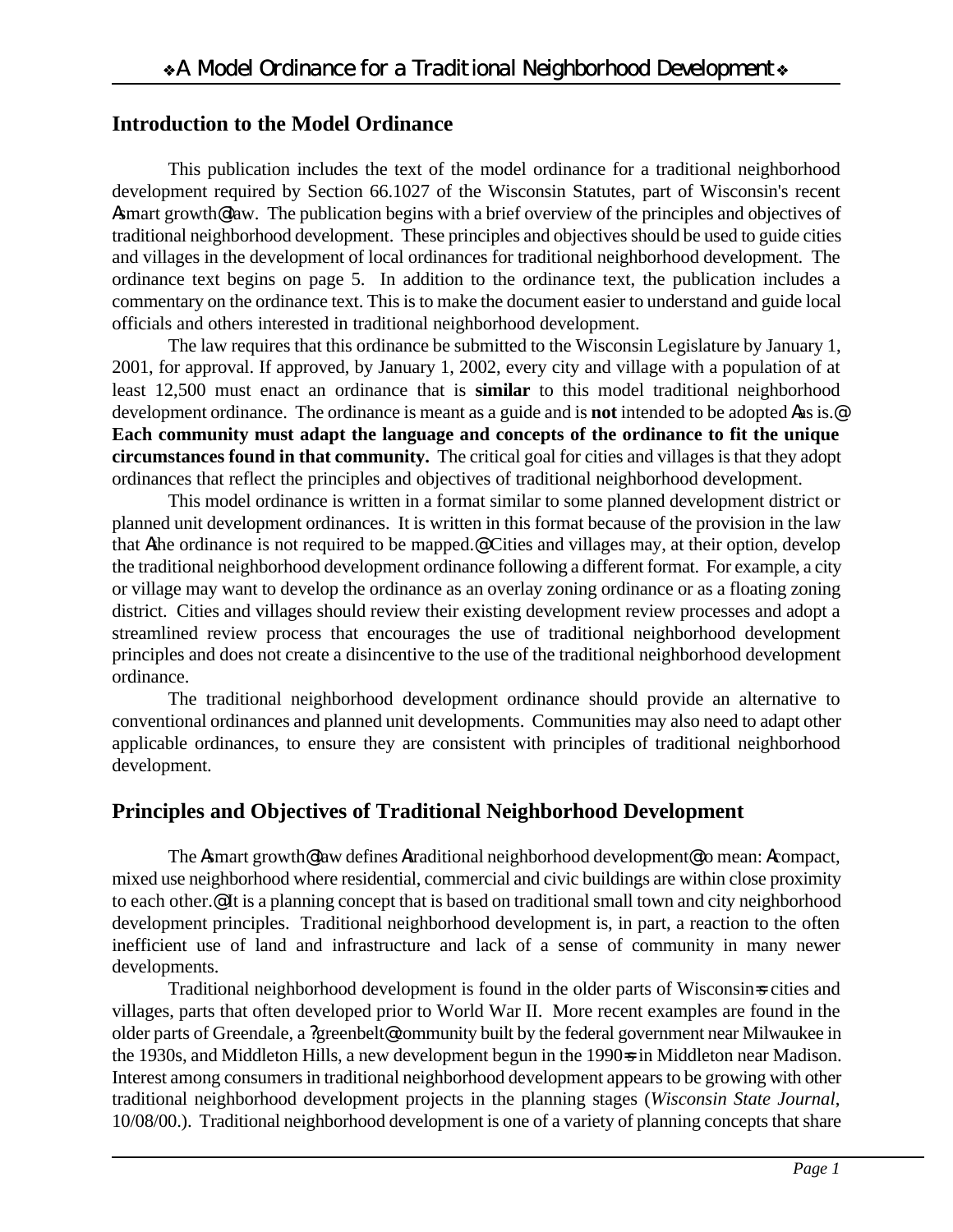## Introduction to the Model Ordinance

This publication includes the text of the model ordinance for a traditional neighborhood development required by Section 66.1027 of the Wisconsin Statutes, part of Wisconsin's recent Asmart growth@ law. The publication begins with a brief overview of the principles and objectives of traditional neighborhood development. These principles and objectives should be used to guide cities and villages in the development of local ordinances for traditional neighborhood development. The ordinance text begins on page 5. In addition to the ordinance text, the publication includes a commentary on the ordinance text. This is to make the document easier to understand and guide local officials and others interested in traditional neighborhood development.

The law requires that this ordinance be submitted to the Wisconsin Legislature by January 1, 2001, for approval. If approved, by January 1, 2002, every city and village with a population of at least 12,500 must enact an ordinance that is **similar** to this model traditional neighborhood development ordinance. The ordinance is meant as a guide and is **not** intended to be adopted Aas is.@ **Each community must adapt the language and concepts of the ordinance to fit the unique circumstances found in that community.** The critical goal for cities and villages is that they adopt ordinances that reflect the principles and objectives of traditional neighborhood development.

This model ordinance is written in a format similar to some planned development district or planned unit development ordinances. It is written in this format because of the provision in the law that Athe ordinance is not required to be mapped.@ Cities and villages may, at their option, develop the traditional neighborhood development ordinance following a different format. For example, a city or village may want to develop the ordinance as an overlay zoning ordinance or as a floating zoning district. Cities and villages should review their existing development review processes and adopt a streamlined review process that encourages the use of traditional neighborhood development principles and does not create a disincentive to the use of the traditional neighborhood development ordinance.

The traditional neighborhood development ordinance should provide an alternative to conventional ordinances and planned unit developments. Communities may also need to adapt other applicable ordinances, to ensure they are consistent with principles of traditional neighborhood development.

## Principles and Objectives of Traditional Neighborhood Development

The Asmart growth@ law defines Atraditional neighborhood development@ to mean: Acompact, mixed use neighborhood where residential, commercial and civic buildings are within close proximity to each other.@ It is a planning concept that is based on traditional small town and city neighborhood development principles. Traditional neighborhood development is, in part, a reaction to the often inefficient use of land and infrastructure and lack of a sense of community in many newer developments.

Traditional neighborhood development is found in the older parts of Wisconsin=s cities and villages, parts that often developed prior to World War II. More recent examples are found in the older parts of Greendale, a ?greenbelt@ community built by the federal government near Milwaukee in the 1930s, and Middleton Hills, a new development begun in the 1990=s in Middleton near Madison. Interest among consumers in traditional neighborhood development appears to be growing with other traditional neighborhood development projects in the planning stages (*Wisconsin State Journal*, 10/08/00.). Traditional neighborhood development is one of a variety of planning concepts that share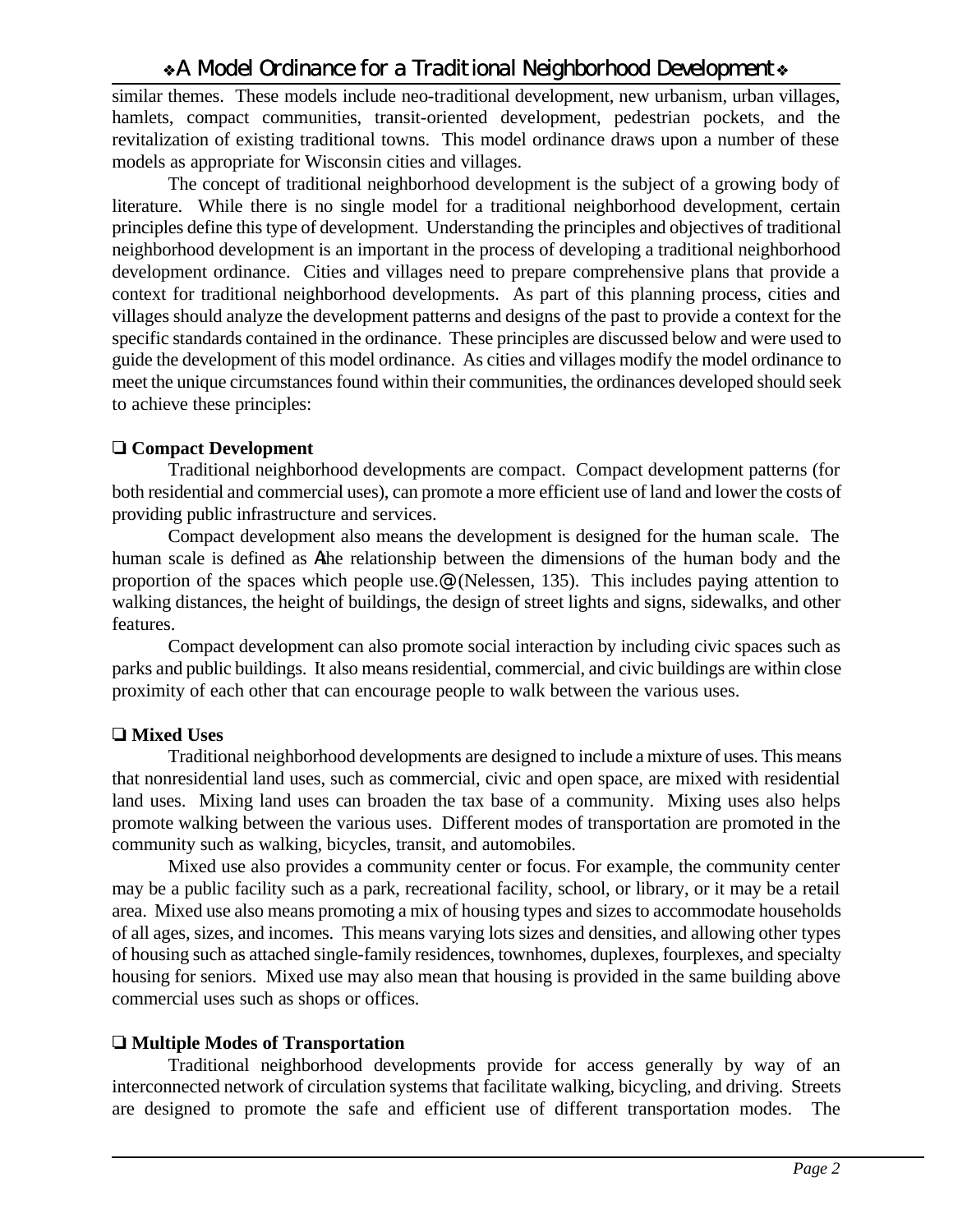similar themes. These models include neo-traditional development, new urbanism, urban villages, hamlets, compact communities, transit-oriented development, pedestrian pockets, and the revitalization of existing traditional towns. This model ordinance draws upon a number of these models as appropriate for Wisconsin cities and villages.

The concept of traditional neighborhood development is the subject of a growing body of literature. While there is no single model for a traditional neighborhood development, certain principles define this type of development. Understanding the principles and objectives of traditional neighborhood development is an important in the process of developing a traditional neighborhood development ordinance. Cities and villages need to prepare comprehensive plans that provide a context for traditional neighborhood developments. As part of this planning process, cities and villages should analyze the development patterns and designs of the past to provide a context for the specific standards contained in the ordinance. These principles are discussed below and were used to guide the development of this model ordinance. As cities and villages modify the model ordinance to meet the unique circumstances found within their communities, the ordinances developed should seek to achieve these principles:

❏ **Compact Development**

Traditional neighborhood developments are compact. Compact development patterns (for both residential and commercial uses), can promote a more efficient use of land and lower the costs of providing public infrastructure and services.

Compact development also means the development is designed for the human scale. The human scale is defined as Athe relationship between the dimensions of the human body and the proportion of the spaces which people use.@ (Nelessen, 135). This includes paying attention to walking distances, the height of buildings, the design of street lights and signs, sidewalks, and other features.

Compact development can also promote social interaction by including civic spaces such as parks and public buildings. It also means residential, commercial, and civic buildings are within close proximity of each other that can encourage people to walk between the various uses.

❏ **Mixed Uses**

Traditional neighborhood developments are designed to include a mixture of uses. This means that nonresidential land uses, such as commercial, civic and open space, are mixed with residential land uses. Mixing land uses can broaden the tax base of a community. Mixing uses also helps promote walking between the various uses. Different modes of transportation are promoted in the community such as walking, bicycles, transit, and automobiles.

Mixed use also provides a community center or focus. For example, the community center may be a public facility such as a park, recreational facility, school, or library, or it may be a retail area. Mixed use also means promoting a mix of housing types and sizes to accommodate households of all ages, sizes, and incomes. This means varying lots sizes and densities, and allowing other types of housing such as attached single-family residences, townhomes, duplexes, fourplexes, and specialty housing for seniors. Mixed use may also mean that housing is provided in the same building above commercial uses such as shops or offices.

❏ **Multiple Modes of Transportation**

Traditional neighborhood developments provide for access generally by way of an interconnected network of circulation systems that facilitate walking, bicycling, and driving. Streets are designed to promote the safe and efficient use of different transportation modes. The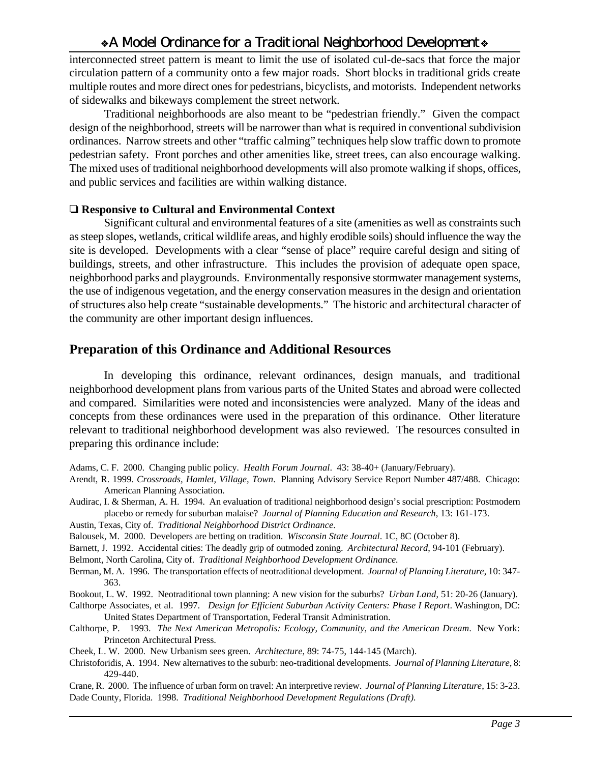interconnected street pattern is meant to limit the use of isolated cul-de-sacs that force the major circulation pattern of a community onto a few major roads. Short blocks in traditional grids create multiple routes and more direct ones for pedestrians, bicyclists, and motorists. Independent networks of sidewalks and bikeways complement the street network.

Traditional neighborhoods are also meant to be "pedestrian friendly." Given the compact design of the neighborhood, streets will be narrower than what is required in conventional subdivision ordinances. Narrow streets and other "traffic calming" techniques help slow traffic down to promote pedestrian safety. Front porches and other amenities like, street trees, can also encourage walking. The mixed uses of traditional neighborhood developments will also promote walking if shops, offices, and public services and facilities are within walking distance.

❑ **Responsive to Cultural and Environmental Context**

Significant cultural and environmental features of a site (amenities as well as constraints such as steep slopes, wetlands, critical wildlife areas, and highly erodible soils) should influence the way the site is developed. Developments with a clear "sense of place" require careful design and siting of buildings, streets, and other infrastructure. This includes the provision of adequate open space, neighborhood parks and playgrounds. Environmentally responsive stormwater management systems, the use of indigenous vegetation, and the energy conservation measures in the design and orientation of structures also help create "sustainable developments." The historic and architectural character of the community are other important design influences.

## Preparation of this Ordinance and Additional Resources

In developing this ordinance, relevant ordinances, design manuals, and traditional neighborhood development plans from various parts of the United States and abroad were collected and compared. Similarities were noted and inconsistencies were analyzed. Many of the ideas and concepts from these ordinances were used in the preparation of this ordinance. Other literature relevant to traditional neighborhood development was also reviewed. The resources consulted in preparing this ordinance include:

Adams, C. F. 2000. Changing public policy. *Health Forum Journal*. 43: 38-40+ (January/February).

Arendt, R. 1999. *Crossroads, Hamlet, Village, Town*. Planning Advisory Service Report Number 487/488. Chicago: American Planning Association.

Audirac, I. & Sherman, A. H. 1994. An evaluation of traditional neighborhood design's social prescription: Postmodern placebo or remedy for suburban malaise? *Journal of Planning Education and Research*, 13: 161-173.

Austin, Texas, City of. *Traditional Neighborhood District Ordinance*.

Balousek, M. 2000. Developers are betting on tradition. *Wisconsin State Journal*. 1C, 8C (October 8).

Barnett, J. 1992. Accidental cities: The deadly grip of outmoded zoning. *Architectural Record*, 94-101 (February).

Belmont, North Carolina, City of. *Traditional Neighborhood Development Ordinance.*

Berman, M. A. 1996. The transportation effects of neotraditional development. *Journal of Planning Literature*, 10: 347-363.

Bookout, L. W. 1992. Neotraditional town planning: A new vision for the suburbs? *Urban Land*, 51: 20-26 (January).

Calthorpe Associates, et al. 1997. *Design for Efficient Suburban Activity Centers: Phase I Report*. Washington, DC: United States Department of Transportation, Federal Transit Administration.

Calthorpe, P. 1993. *The Next American Metropolis: Ecology, Community, and the American Dream*. New York: Princeton Architectural Press.

Cheek, L. W. 2000. New Urbanism sees green. *Architecture*, 89: 74-75, 144-145 (March).

Christoforidis, A. 1994. New alternatives to the suburb: neo-traditional developments. *Journal of Planning Literature*, 8: 429-440.

Crane, R. 2000. The influence of urban form on travel: An interpretive review. *Journal of Planning Literature*, 15: 3-23.

Dade County, Florida. 1998. *Traditional Neighborhood Development Regulations (Draft).*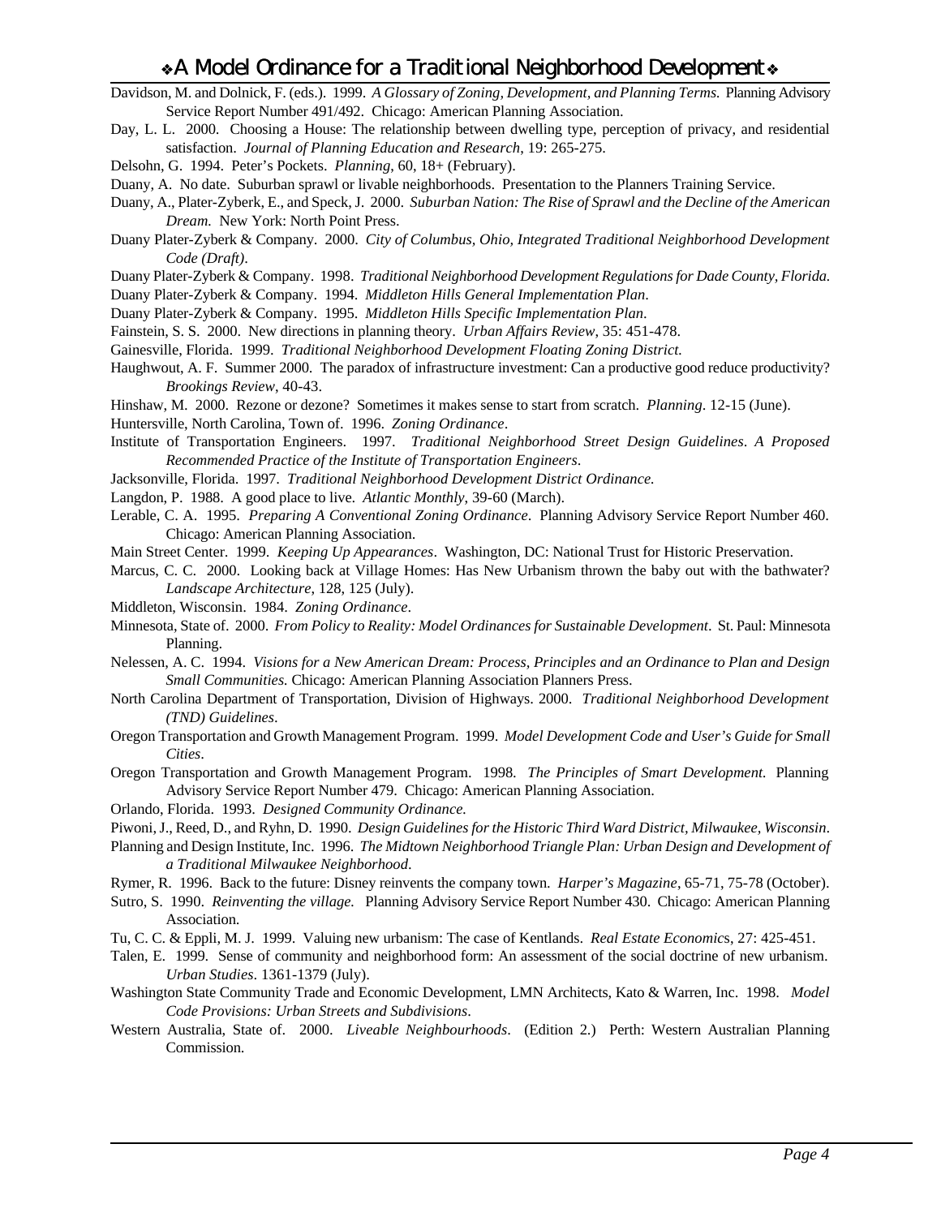Davidson, M. and Dolnick, F. (eds.). 1999. *A Glossary of Zoning, Development, and Planning Terms.* Planning Advisory Service Report Number 491/492. Chicago: American Planning Association.

Day, L. L. 2000. Choosing a House: The relationship between dwelling type, perception of privacy, and residential satisfaction. *Journal of Planning Education and Research,* 19: 265-275.

Delsohn, G. 1994. Peter's Pockets. *Planning*, 60, 18+ (February).

Duany, A. No date. Suburban sprawl or livable neighborhoods. Presentation to the Planners Training Service.

Duany, A., Plater-Zyberk, E., and Speck, J. 2000. *Suburban Nation: The Rise of Sprawl and the Decline of the American Dream.* New York: North Point Press.

Duany Plater-Zyberk & Company. 2000. *City of Columbus, Ohio, Integrated Traditional Neighborhood Development Code (Draft)*.

Duany Plater-Zyberk & Company. 1998. *Traditional Neighborhood Development Regulations for Dade County, Florida.*

Duany Plater-Zyberk & Company. 1994. *Middleton Hills General Implementation Plan*.

Duany Plater-Zyberk & Company. 1995. *Middleton Hills Specific Implementation Plan*.

Fainstein, S. S. 2000. New directions in planning theory. *Urban Affairs Review*, 35: 451-478.

Gainesville, Florida. 1999. *Traditional Neighborhood Development Floating Zoning District.*

Haughwout, A. F. Summer 2000. The paradox of infrastructure investment: Can a productive good reduce productivity? *Brookings Review*, 40-43.

Hinshaw, M. 2000. Rezone or dezone? Sometimes it makes sense to start from scratch. *Planning*. 12-15 (June).

Huntersville, North Carolina, Town of. 1996. *Zoning Ordinance*.

Institute of Transportation Engineers. 1997. *Traditional Neighborhood Street Design Guidelines*. *A Proposed Recommended Practice of the Institute of Transportation Engineers*.

Jacksonville, Florida. 1997. *Traditional Neighborhood Development District Ordinance.*

Langdon, P. 1988. A good place to live. *Atlantic Monthly*, 39-60 (March).

Lerable, C. A. 1995. *Preparing A Conventional Zoning Ordinance*. Planning Advisory Service Report Number 460. Chicago: American Planning Association.

Main Street Center. 1999. *Keeping Up Appearances*. Washington, DC: National Trust for Historic Preservation.

Marcus, C. C. 2000. Looking back at Village Homes: Has New Urbanism thrown the baby out with the bathwater? *Landscape Architecture*, 128, 125 (July).

Middleton, Wisconsin. 1984. *Zoning Ordinance*.

Minnesota, State of. 2000. *From Policy to Reality: Model Ordinances for Sustainable Development*. St. Paul: Minnesota Planning.

Nelessen, A. C. 1994. *Visions for a New American Dream: Process, Principles and an Ordinance to Plan and Design Small Communities.* Chicago: American Planning Association Planners Press.

North Carolina Department of Transportation, Division of Highways. 2000. *Traditional Neighborhood Development (TND) Guidelines*.

Oregon Transportation and Growth Management Program. 1999. *Model Development Code and User's Guide for Small Cities*.

Oregon Transportation and Growth Management Program. 1998. *The Principles of Smart Development.* Planning Advisory Service Report Number 479. Chicago: American Planning Association.

Orlando, Florida. 1993. *Designed Community Ordinance.*

Piwoni, J., Reed, D., and Ryhn, D. 1990. *Design Guidelines for the Historic Third Ward District, Milwaukee, Wisconsin*.

Planning and Design Institute, Inc. 1996. *The Midtown Neighborhood Triangle Plan: Urban Design and Development of a Traditional Milwaukee Neighborhood*.

Rymer, R. 1996. Back to the future: Disney reinvents the company town. *Harper's Magazine*, 65-71, 75-78 (October).

Sutro, S. 1990. *Reinventing the village.* Planning Advisory Service Report Number 430. Chicago: American Planning Association.

Tu, C. C. & Eppli, M. J. 1999. Valuing new urbanism: The case of Kentlands. *Real Estate Economics*, 27: 425-451.

Talen, E. 1999. Sense of community and neighborhood form: An assessment of the social doctrine of new urbanism. *Urban Studies*. 1361-1379 (July).

Washington State Community Trade and Economic Development, LMN Architects, Kato & Warren, Inc. 1998. *Model Code Provisions: Urban Streets and Subdivisions*.

Western Australia, State of. 2000. *Liveable Neighbourhoods*. (Edition 2.) Perth: Western Australian Planning Commission.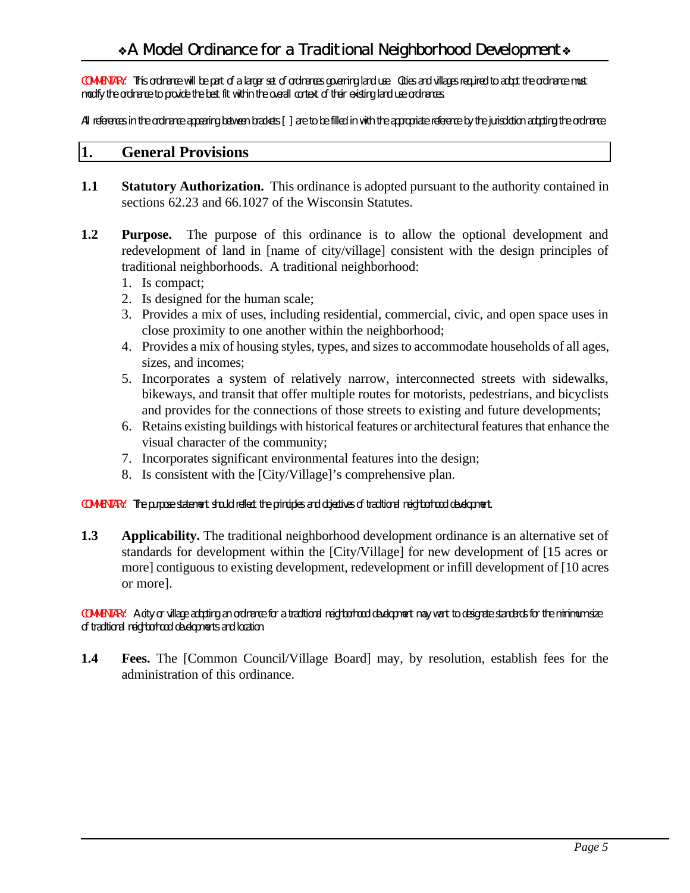COMMENTARY: This ordinance will be part of a larger set of ordinances governing land use. Cities and villages required to adopt the ordinance must modify the ordinance to provide the best fit within the overall context of their existing land use ordinances.

All references in the ordinance appearing between brackets [ ] are to be filled in with the appropriate reference by the jurisdiction adopting the ordinance.

## 1. General Provisions

**1.1 Statutory Authorization.** This ordinance is adopted pursuant to the authority contained in sections 62.23 and 66.1027 of the Wisconsin Statutes.

**1.2 Purpose.** The purpose of this ordinance is to allow the optional development and redevelopment of land in [name of city/village] consistent with the design principles of traditional neighborhoods. A traditional neighborhood:

1. Is compact;
2. Is designed for the human scale;
3. Provides a mix of uses, including residential, commercial, civic, and open space uses in close proximity to one another within the neighborhood;
4. Provides a mix of housing styles, types, and sizes to accommodate households of all ages, sizes, and incomes;
5. Incorporates a system of relatively narrow, interconnected streets with sidewalks, bikeways, and transit that offer multiple routes for motorists, pedestrians, and bicyclists and provides for the connections of those streets to existing and future developments;
6. Retains existing buildings with historical features or architectural features that enhance the visual character of the community;
7. Incorporates significant environmental features into the design;
8. Is consistent with the [City/Village]'s comprehensive plan.

COMMENTARY: The purpose statement should reflect the principles and objectives of traditional neighborhood development.

**1.3 Applicability.** The traditional neighborhood development ordinance is an alternative set of standards for development within the [City/Village] for new development of [15 acres or more] contiguous to existing development, redevelopment or infill development of [10 acres or more].

COMMENTARY: A city or village adopting an ordinance for a traditional neighborhood development may want to designate standards for the minimum size of traditional neighborhood developments and location.

**1.4 Fees.** The [Common Council/Village Board] may, by resolution, establish fees for the administration of this ordinance.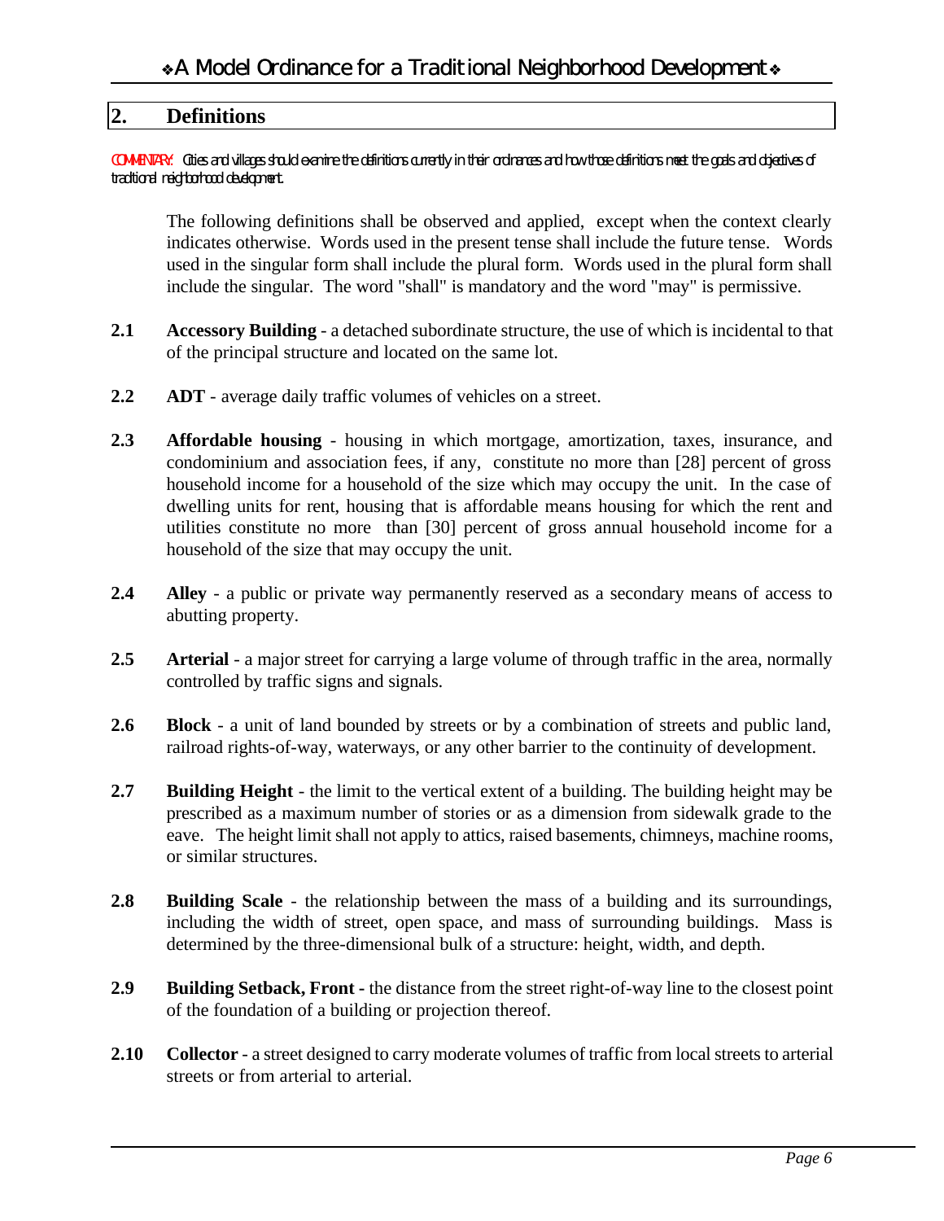## 2. Definitions

COMMENTARY: Cities and villages should examine the definitions currently in their ordinances and how those definitions meet the goals and objectives of traditional neighborhood development.

The following definitions shall be observed and applied, except when the context clearly indicates otherwise. Words used in the present tense shall include the future tense. Words used in the singular form shall include the plural form. Words used in the plural form shall include the singular. The word "shall" is mandatory and the word "may" is permissive.

**2.1 Accessory Building** - a detached subordinate structure, the use of which is incidental to that of the principal structure and located on the same lot.

**2.2 ADT** - average daily traffic volumes of vehicles on a street.

**2.3 Affordable housing** - housing in which mortgage, amortization, taxes, insurance, and condominium and association fees, if any, constitute no more than [28] percent of gross household income for a household of the size which may occupy the unit. In the case of dwelling units for rent, housing that is affordable means housing for which the rent and utilities constitute no more than [30] percent of gross annual household income for a household of the size that may occupy the unit.

**2.4 Alley** - a public or private way permanently reserved as a secondary means of access to abutting property.

**2.5 Arterial** - a major street for carrying a large volume of through traffic in the area, normally controlled by traffic signs and signals.

**2.6 Block** - a unit of land bounded by streets or by a combination of streets and public land, railroad rights-of-way, waterways, or any other barrier to the continuity of development.

**2.7 Building Height** - the limit to the vertical extent of a building. The building height may be prescribed as a maximum number of stories or as a dimension from sidewalk grade to the eave. The height limit shall not apply to attics, raised basements, chimneys, machine rooms, or similar structures.

**2.8 Building Scale** - the relationship between the mass of a building and its surroundings, including the width of street, open space, and mass of surrounding buildings. Mass is determined by the three-dimensional bulk of a structure: height, width, and depth.

**2.9 Building Setback, Front** - the distance from the street right-of-way line to the closest point of the foundation of a building or projection thereof.

**2.10 Collector** - a street designed to carry moderate volumes of traffic from local streets to arterial streets or from arterial to arterial.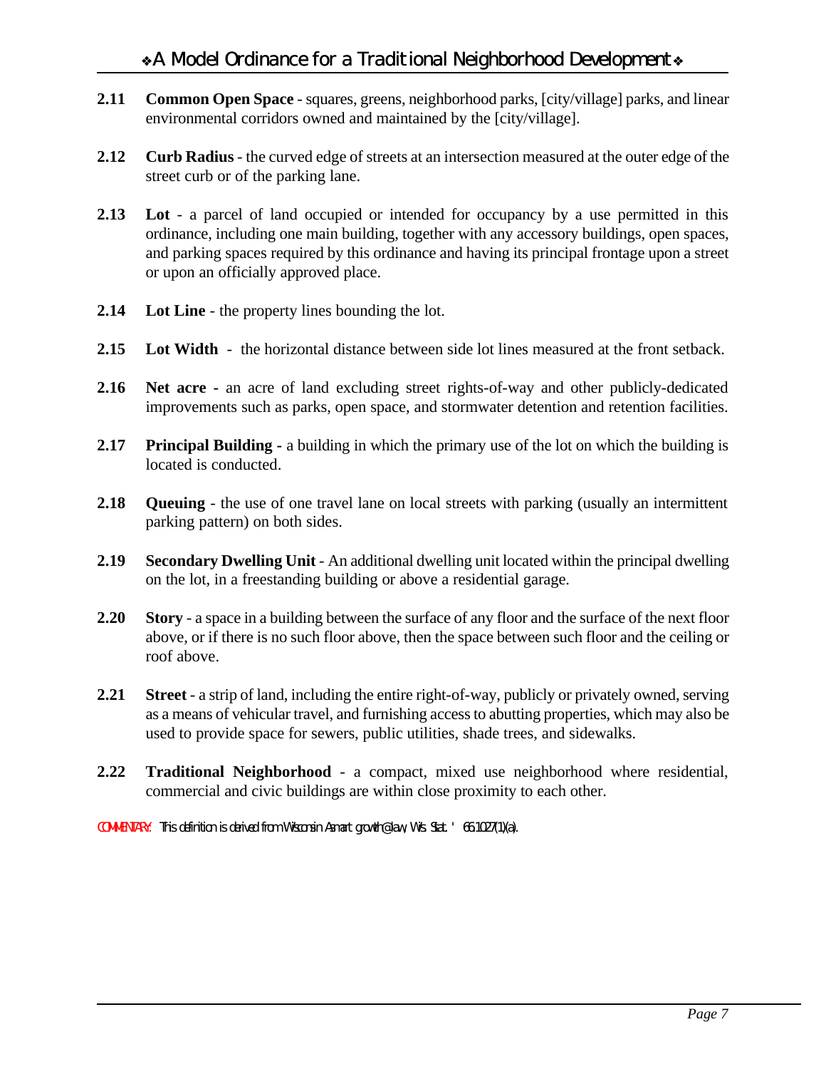**2.11 Common Open Space** - squares, greens, neighborhood parks, [city/village] parks, and linear environmental corridors owned and maintained by the [city/village].

**2.12 Curb Radius** - the curved edge of streets at an intersection measured at the outer edge of the street curb or of the parking lane.

**2.13 Lot** - a parcel of land occupied or intended for occupancy by a use permitted in this ordinance, including one main building, together with any accessory buildings, open spaces, and parking spaces required by this ordinance and having its principal frontage upon a street or upon an officially approved place.

**2.14 Lot Line** - the property lines bounding the lot.

**2.15 Lot Width** - the horizontal distance between side lot lines measured at the front setback.

**2.16 Net acre** - an acre of land excluding street rights-of-way and other publicly-dedicated improvements such as parks, open space, and stormwater detention and retention facilities.

**2.17 Principal Building** - a building in which the primary use of the lot on which the building is located is conducted.

**2.18 Queuing** - the use of one travel lane on local streets with parking (usually an intermittent parking pattern) on both sides.

**2.19 Secondary Dwelling Unit** - An additional dwelling unit located within the principal dwelling on the lot, in a freestanding building or above a residential garage.

**2.20 Story** - a space in a building between the surface of any floor and the surface of the next floor above, or if there is no such floor above, then the space between such floor and the ceiling or roof above.

**2.21 Street** - a strip of land, including the entire right-of-way, publicly or privately owned, serving as a means of vehicular travel, and furnishing access to abutting properties, which may also be used to provide space for sewers, public utilities, shade trees, and sidewalks.

**2.22 Traditional Neighborhood** - a compact, mixed use neighborhood where residential, commercial and civic buildings are within close proximity to each other.

COMMENTARY: This definition is derived from Wisconsin's "smart growth" law, Wis. Stat. § 66.1027(1)(a).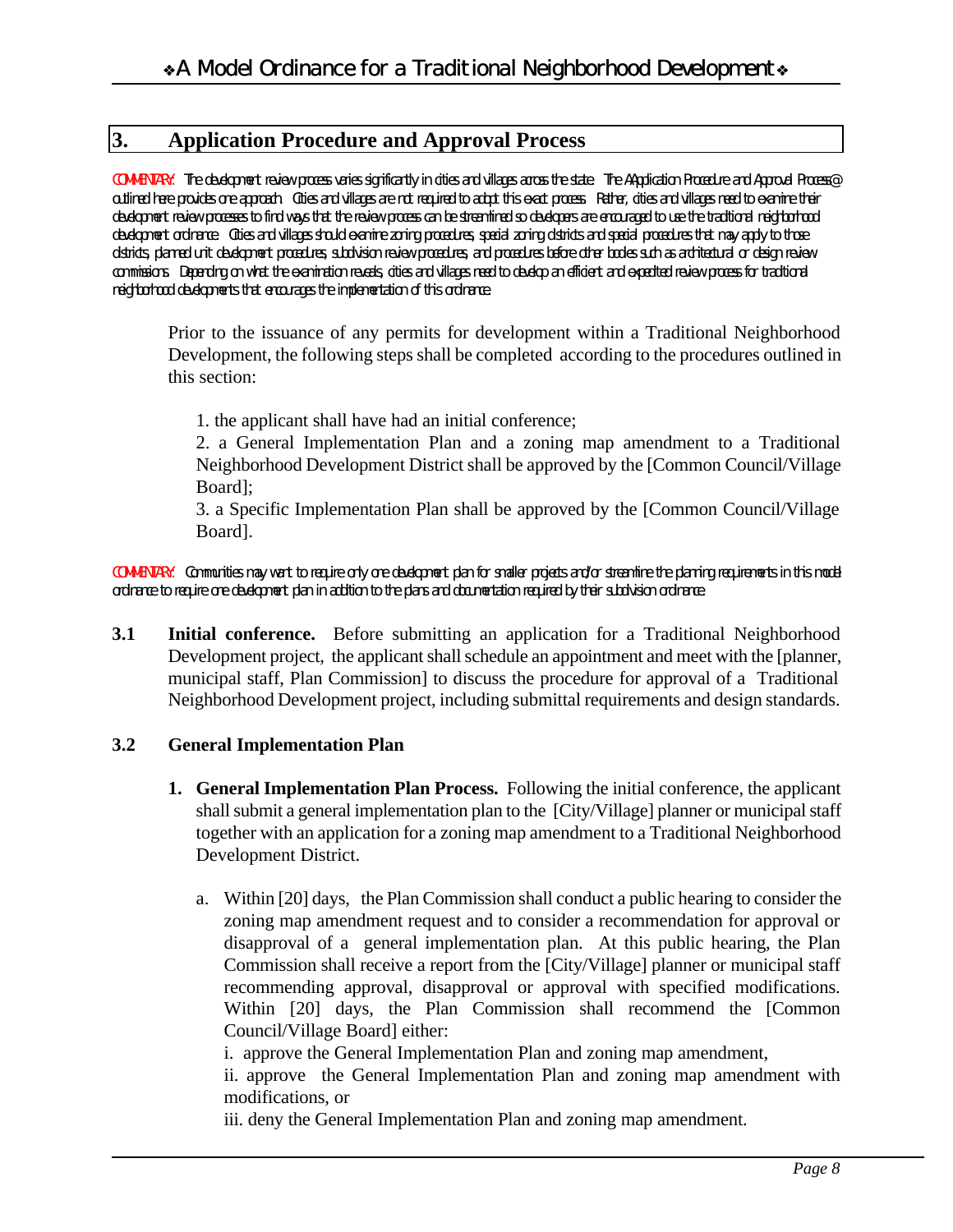## 3. Application Procedure and Approval Process

COMMENTARY: The development review process varies significantly in cities and villages across the state. The AApplication Procedure and Approval Process@ outlined here provides one approach. Cities and villages are not required to adopt this exact process. Rather, cities and villages need to examine their development review processes to find ways that the review process can be streamlined so developers are encouraged to use the traditional neighborhood development ordinance. Cities and villages should examine zoning procedures, special zoning districts and special procedures that may apply to those districts, planned unit development procedures, subdivision review procedures, and procedures before other bodies such as architectural or design review commissions. Depending on what the examination reveals, cities and villages need to develop an efficient and expedited review process for traditional neighborhood developments that encourages the implementation of this ordinance.

Prior to the issuance of any permits for development within a Traditional Neighborhood Development, the following steps shall be completed according to the procedures outlined in this section:

1. the applicant shall have had an initial conference;
2. a General Implementation Plan and a zoning map amendment to a Traditional Neighborhood Development District shall be approved by the [Common Council/Village Board];
3. a Specific Implementation Plan shall be approved by the [Common Council/Village Board].

COMMENTARY: Communities may want to require only one development plan for smaller projects and/or streamline the planning requirements in this model ordinance to require one development plan in addition to the plans and documentation required by their subdivision ordinance.

**3.1 Initial conference.** Before submitting an application for a Traditional Neighborhood Development project, the applicant shall schedule an appointment and meet with the [planner, municipal staff, Plan Commission] to discuss the procedure for approval of a Traditional Neighborhood Development project, including submittal requirements and design standards.

### 3.2 General Implementation Plan

1. **General Implementation Plan Process.** Following the initial conference, the applicant shall submit a general implementation plan to the [City/Village] planner or municipal staff together with an application for a zoning map amendment to a Traditional Neighborhood Development District.

   a. Within [20] days, the Plan Commission shall conduct a public hearing to consider the zoning map amendment request and to consider a recommendation for approval or disapproval of a general implementation plan. At this public hearing, the Plan Commission shall receive a report from the [City/Village] planner or municipal staff recommending approval, disapproval or approval with specified modifications. Within [20] days, the Plan Commission shall recommend the [Common Council/Village Board] either:

   i. approve the General Implementation Plan and zoning map amendment,
   ii. approve the General Implementation Plan and zoning map amendment with modifications, or
   iii. deny the General Implementation Plan and zoning map amendment.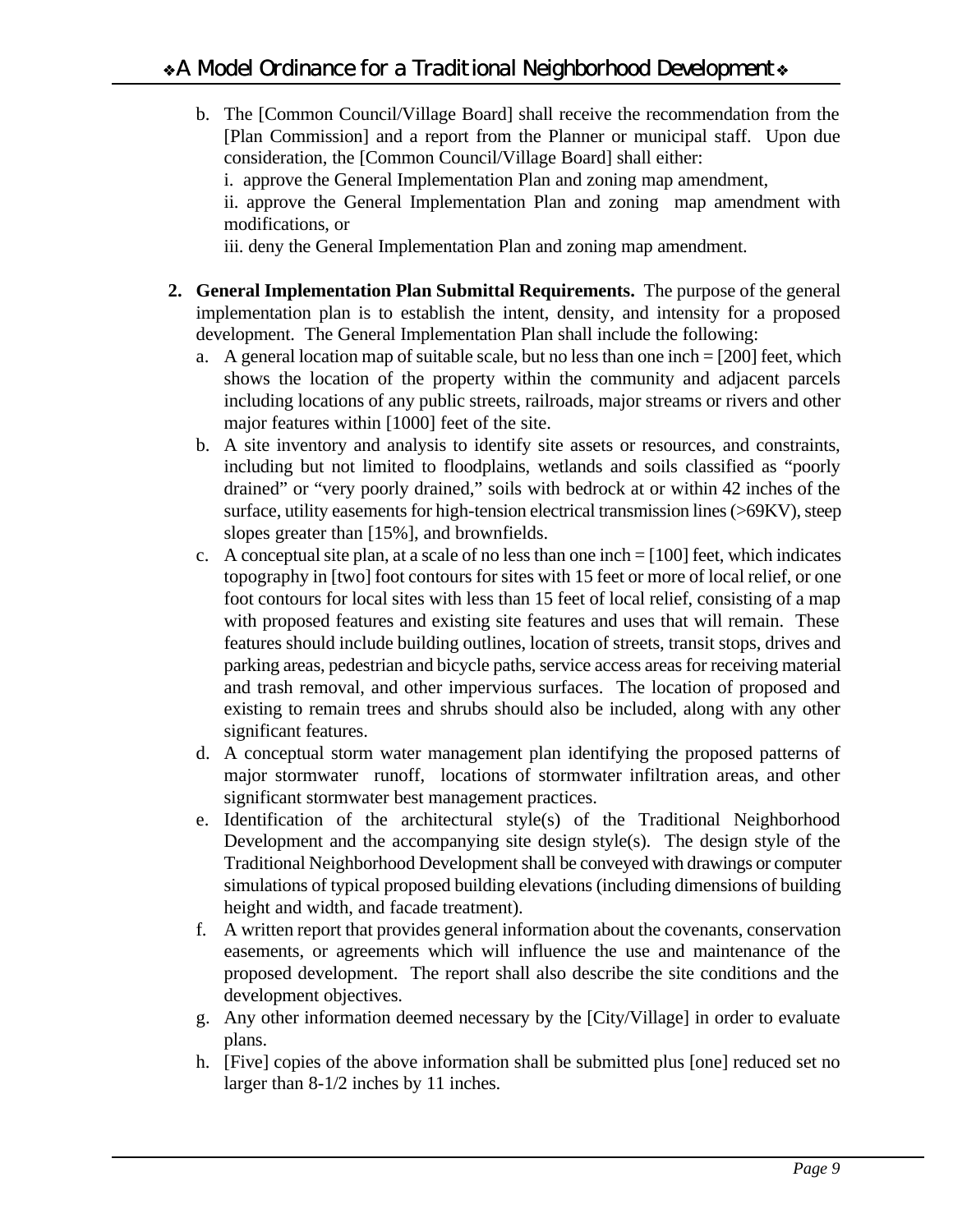b. The [Common Council/Village Board] shall receive the recommendation from the [Plan Commission] and a report from the Planner or municipal staff. Upon due consideration, the [Common Council/Village Board] shall either:

   i. approve the General Implementation Plan and zoning map amendment,

   ii. approve the General Implementation Plan and zoning map amendment with modifications, or

   iii. deny the General Implementation Plan and zoning map amendment.

2. **General Implementation Plan Submittal Requirements.** The purpose of the general implementation plan is to establish the intent, density, and intensity for a proposed development. The General Implementation Plan shall include the following:

   a. A general location map of suitable scale, but no less than one inch = [200] feet, which shows the location of the property within the community and adjacent parcels including locations of any public streets, railroads, major streams or rivers and other major features within [1000] feet of the site.

   b. A site inventory and analysis to identify site assets or resources, and constraints, including but not limited to floodplains, wetlands and soils classified as "poorly drained" or "very poorly drained," soils with bedrock at or within 42 inches of the surface, utility easements for high-tension electrical transmission lines (>69KV), steep slopes greater than [15%], and brownfields.

   c. A conceptual site plan, at a scale of no less than one inch = [100] feet, which indicates topography in [two] foot contours for sites with 15 feet or more of local relief, or one foot contours for local sites with less than 15 feet of local relief, consisting of a map with proposed features and existing site features and uses that will remain. These features should include building outlines, location of streets, transit stops, drives and parking areas, pedestrian and bicycle paths, service access areas for receiving material and trash removal, and other impervious surfaces. The location of proposed and existing to remain trees and shrubs should also be included, along with any other significant features.

   d. A conceptual storm water management plan identifying the proposed patterns of major stormwater runoff, locations of stormwater infiltration areas, and other significant stormwater best management practices.

   e. Identification of the architectural style(s) of the Traditional Neighborhood Development and the accompanying site design style(s). The design style of the Traditional Neighborhood Development shall be conveyed with drawings or computer simulations of typical proposed building elevations (including dimensions of building height and width, and facade treatment).

   f. A written report that provides general information about the covenants, conservation easements, or agreements which will influence the use and maintenance of the proposed development. The report shall also describe the site conditions and the development objectives.

   g. Any other information deemed necessary by the [City/Village] in order to evaluate plans.

   h. [Five] copies of the above information shall be submitted plus [one] reduced set no larger than 8-1/2 inches by 11 inches.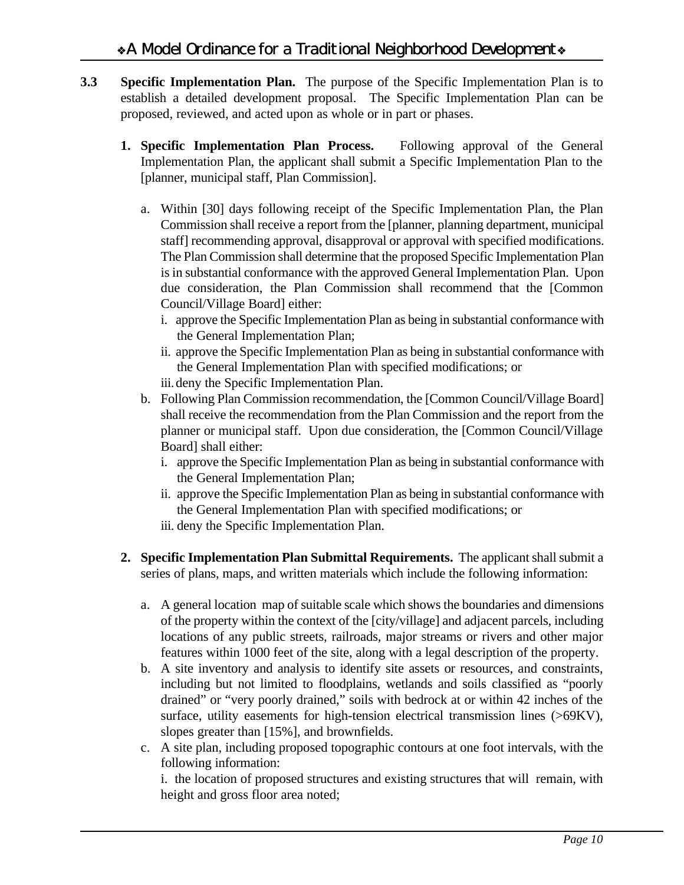**3.3 Specific Implementation Plan.** The purpose of the Specific Implementation Plan is to establish a detailed development proposal. The Specific Implementation Plan can be proposed, reviewed, and acted upon as whole or in part or phases.

1. **Specific Implementation Plan Process.** Following approval of the General Implementation Plan, the applicant shall submit a Specific Implementation Plan to the [planner, municipal staff, Plan Commission].

   a. Within [30] days following receipt of the Specific Implementation Plan, the Plan Commission shall receive a report from the [planner, planning department, municipal staff] recommending approval, disapproval or approval with specified modifications. The Plan Commission shall determine that the proposed Specific Implementation Plan is in substantial conformance with the approved General Implementation Plan. Upon due consideration, the Plan Commission shall recommend that the [Common Council/Village Board] either:
      i. approve the Specific Implementation Plan as being in substantial conformance with the General Implementation Plan;
      ii. approve the Specific Implementation Plan as being in substantial conformance with the General Implementation Plan with specified modifications; or
      iii. deny the Specific Implementation Plan.

   b. Following Plan Commission recommendation, the [Common Council/Village Board] shall receive the recommendation from the Plan Commission and the report from the planner or municipal staff. Upon due consideration, the [Common Council/Village Board] shall either:
      i. approve the Specific Implementation Plan as being in substantial conformance with the General Implementation Plan;
      ii. approve the Specific Implementation Plan as being in substantial conformance with the General Implementation Plan with specified modifications; or
      iii. deny the Specific Implementation Plan.

2. **Specific Implementation Plan Submittal Requirements.** The applicant shall submit a series of plans, maps, and written materials which include the following information:

   a. A general location map of suitable scale which shows the boundaries and dimensions of the property within the context of the [city/village] and adjacent parcels, including locations of any public streets, railroads, major streams or rivers and other major features within 1000 feet of the site, along with a legal description of the property.

   b. A site inventory and analysis to identify site assets or resources, and constraints, including but not limited to floodplains, wetlands and soils classified as "poorly drained" or "very poorly drained," soils with bedrock at or within 42 inches of the surface, utility easements for high-tension electrical transmission lines (>69KV), slopes greater than [15%], and brownfields.

   c. A site plan, including proposed topographic contours at one foot intervals, with the following information:
      i. the location of proposed structures and existing structures that will remain, with height and gross floor area noted;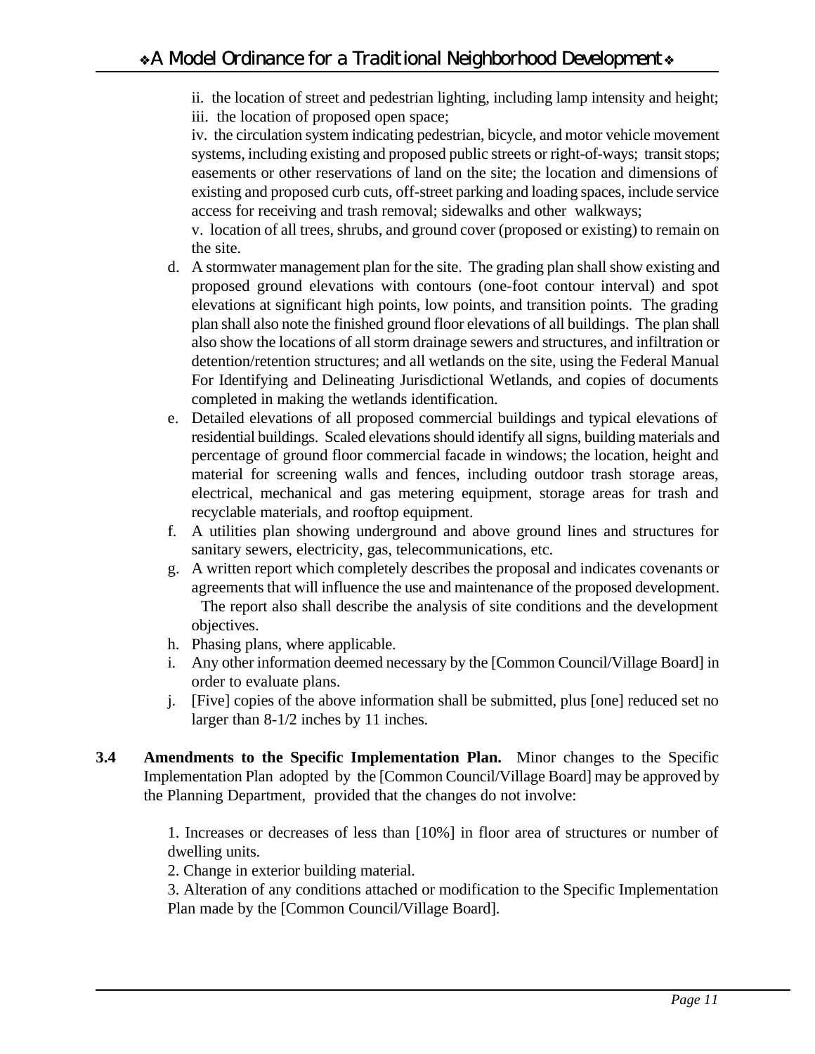ii. the location of street and pedestrian lighting, including lamp intensity and height;
iii. the location of proposed open space;
iv. the circulation system indicating pedestrian, bicycle, and motor vehicle movement systems, including existing and proposed public streets or right-of-ways; transit stops; easements or other reservations of land on the site; the location and dimensions of existing and proposed curb cuts, off-street parking and loading spaces, include service access for receiving and trash removal; sidewalks and other walkways;
v. location of all trees, shrubs, and ground cover (proposed or existing) to remain on the site.

d. A stormwater management plan for the site. The grading plan shall show existing and proposed ground elevations with contours (one-foot contour interval) and spot elevations at significant high points, low points, and transition points. The grading plan shall also note the finished ground floor elevations of all buildings. The plan shall also show the locations of all storm drainage sewers and structures, and infiltration or detention/retention structures; and all wetlands on the site, using the Federal Manual For Identifying and Delineating Jurisdictional Wetlands, and copies of documents completed in making the wetlands identification.
e. Detailed elevations of all proposed commercial buildings and typical elevations of residential buildings. Scaled elevations should identify all signs, building materials and percentage of ground floor commercial facade in windows; the location, height and material for screening walls and fences, including outdoor trash storage areas, electrical, mechanical and gas metering equipment, storage areas for trash and recyclable materials, and rooftop equipment.
f. A utilities plan showing underground and above ground lines and structures for sanitary sewers, electricity, gas, telecommunications, etc.
g. A written report which completely describes the proposal and indicates covenants or agreements that will influence the use and maintenance of the proposed development. The report also shall describe the analysis of site conditions and the development objectives.
h. Phasing plans, where applicable.
i. Any other information deemed necessary by the [Common Council/Village Board] in order to evaluate plans.
j. [Five] copies of the above information shall be submitted, plus [one] reduced set no larger than 8-1/2 inches by 11 inches.

**3.4 Amendments to the Specific Implementation Plan.** Minor changes to the Specific Implementation Plan adopted by the [Common Council/Village Board] may be approved by the Planning Department, provided that the changes do not involve:

1. Increases or decreases of less than [10%] in floor area of structures or number of dwelling units.
2. Change in exterior building material.
3. Alteration of any conditions attached or modification to the Specific Implementation Plan made by the [Common Council/Village Board].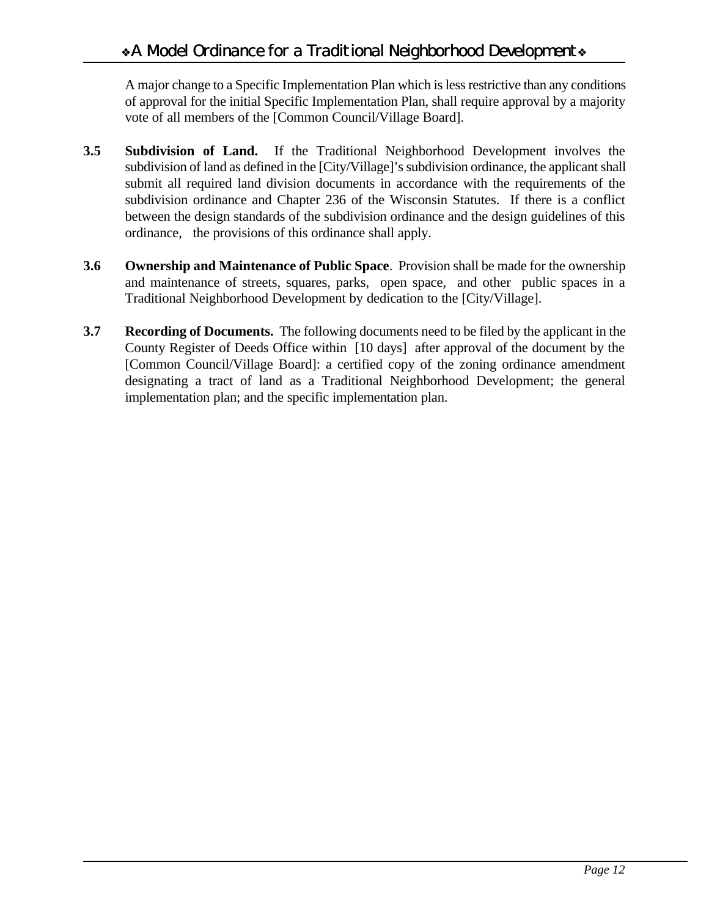A major change to a Specific Implementation Plan which is less restrictive than any conditions of approval for the initial Specific Implementation Plan, shall require approval by a majority vote of all members of the [Common Council/Village Board].

**3.5 Subdivision of Land.** If the Traditional Neighborhood Development involves the subdivision of land as defined in the [City/Village]'s subdivision ordinance, the applicant shall submit all required land division documents in accordance with the requirements of the subdivision ordinance and Chapter 236 of the Wisconsin Statutes. If there is a conflict between the design standards of the subdivision ordinance and the design guidelines of this ordinance, the provisions of this ordinance shall apply.

**3.6 Ownership and Maintenance of Public Space**. Provision shall be made for the ownership and maintenance of streets, squares, parks, open space, and other public spaces in a Traditional Neighborhood Development by dedication to the [City/Village].

**3.7 Recording of Documents.** The following documents need to be filed by the applicant in the County Register of Deeds Office within [10 days] after approval of the document by the [Common Council/Village Board]: a certified copy of the zoning ordinance amendment designating a tract of land as a Traditional Neighborhood Development; the general implementation plan; and the specific implementation plan.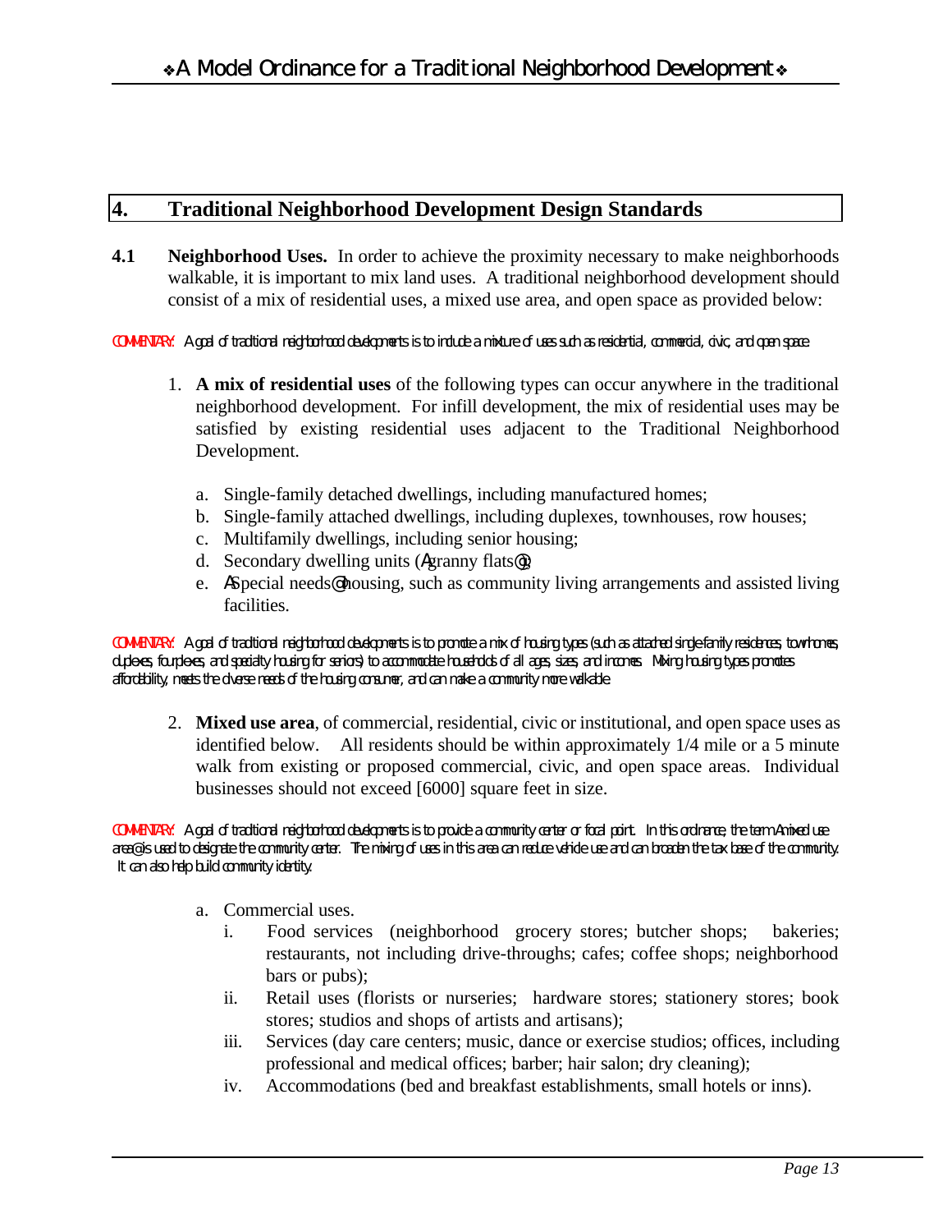## 4. Traditional Neighborhood Development Design Standards

**4.1 Neighborhood Uses.** In order to achieve the proximity necessary to make neighborhoods walkable, it is important to mix land uses. A traditional neighborhood development should consist of a mix of residential uses, a mixed use area, and open space as provided below:

COMMENTARY: A goal of traditional neighborhood developments is to include a mixture of uses such as residential, commercial, civic, and open space.

1. **A mix of residential uses** of the following types can occur anywhere in the traditional neighborhood development. For infill development, the mix of residential uses may be satisfied by existing residential uses adjacent to the Traditional Neighborhood Development.

   a. Single-family detached dwellings, including manufactured homes;
   b. Single-family attached dwellings, including duplexes, townhouses, row houses;
   c. Multifamily dwellings, including senior housing;
   d. Secondary dwelling units (Agranny flats@);
   e. ASpecial needs@ housing, such as community living arrangements and assisted living facilities.

COMMENTARY: A goal of traditional neighborhood developments is to promote a mix of housing types (such as attached single-family residences, townhomes, duplexes, fourplexes, and specialty housing for seniors) to accommodate households of all ages, sizes, and incomes. Mixing housing types promotes affordability, meets the diverse needs of the housing consumer, and can make a community more walkable.

2. **Mixed use area**, of commercial, residential, civic or institutional, and open space uses as identified below. All residents should be within approximately 1/4 mile or a 5 minute walk from existing or proposed commercial, civic, and open space areas. Individual businesses should not exceed [6000] square feet in size.

COMMENTARY: A goal of traditional neighborhood developments is to provide a community center or focal point. In this ordinance, the term Amixed use area@ is used to designate the community center. The mixing of uses in this area can reduce vehicle use and can broaden the tax base of the community. It can also help build community identity.

   a. Commercial uses.
      i. Food services (neighborhood grocery stores; butcher shops; bakeries; restaurants, not including drive-throughs; cafes; coffee shops; neighborhood bars or pubs);
      ii. Retail uses (florists or nurseries; hardware stores; stationery stores; book stores; studios and shops of artists and artisans);
      iii. Services (day care centers; music, dance or exercise studios; offices, including professional and medical offices; barber; hair salon; dry cleaning);
      iv. Accommodations (bed and breakfast establishments, small hotels or inns).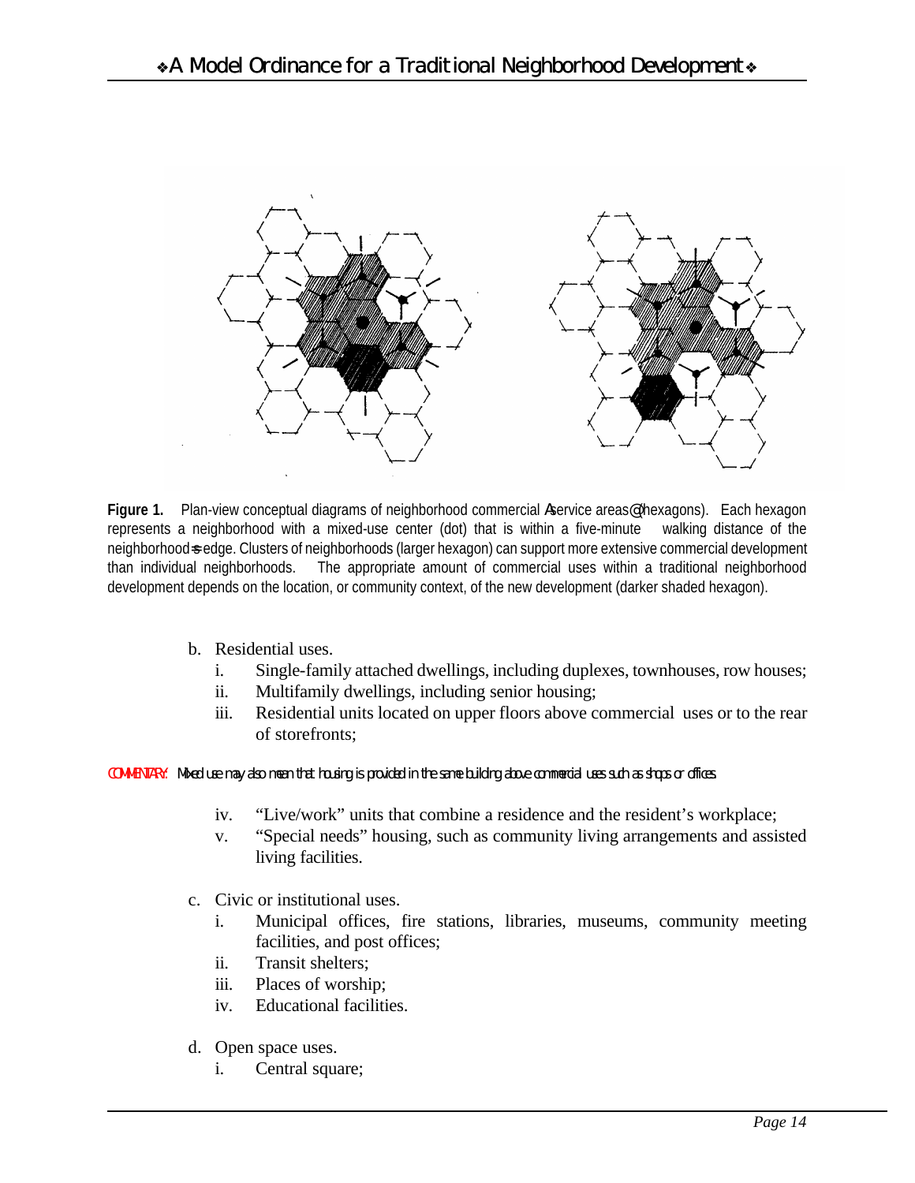**Figure 1.** Plan-view conceptual diagrams of neighborhood commercial "service areas" (hexagons). Each hexagon represents a neighborhood with a mixed-use center (dot) that is within a five-minute walking distance of the neighborhood's edge. Clusters of neighborhoods (larger hexagon) can support more extensive commercial development than individual neighborhoods. The appropriate amount of commercial uses within a traditional neighborhood development depends on the location, or community context, of the new development (darker shaded hexagon).

b. Residential uses.
   i. Single-family attached dwellings, including duplexes, townhouses, row houses;
   ii. Multifamily dwellings, including senior housing;
   iii. Residential units located on upper floors above commercial uses or to the rear of storefronts;

COMMENTARY: *Mixed use may also mean that housing is provided in the same building above commercial uses such as shops or offices.*

   iv. "Live/work" units that combine a residence and the resident's workplace;
   v. "Special needs" housing, such as community living arrangements and assisted living facilities.

c. Civic or institutional uses.
   i. Municipal offices, fire stations, libraries, museums, community meeting facilities, and post offices;
   ii. Transit shelters;
   iii. Places of worship;
   iv. Educational facilities.

d. Open space uses.
   i. Central square;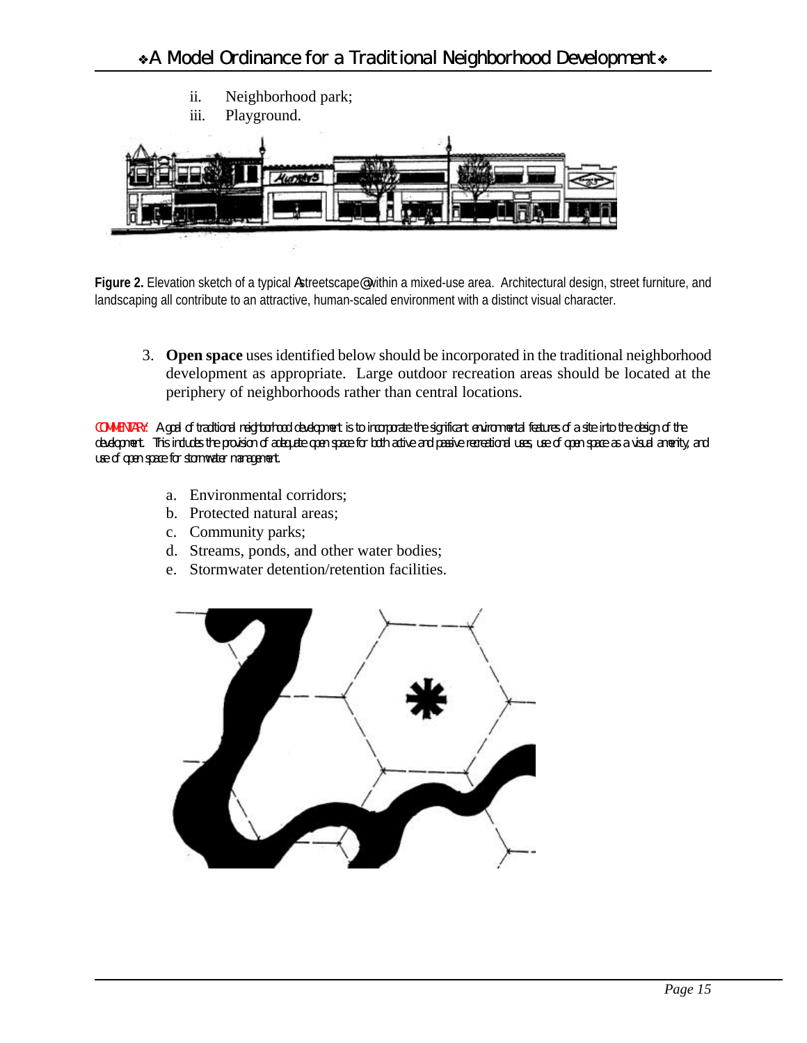ii. Neighborhood park;
iii. Playground.

**Figure 2.** Elevation sketch of a typical Astreetscape@ within a mixed-use area. Architectural design, street furniture, and landscaping all contribute to an attractive, human-scaled environment with a distinct visual character.

3. **Open space** uses identified below should be incorporated in the traditional neighborhood development as appropriate. Large outdoor recreation areas should be located at the periphery of neighborhoods rather than central locations.

COMMENTARY: A goal of traditional neighborhood development is to incorporate the significant environmental features of a site into the design of the development. This includes the provision of adequate open space for both active and passive recreational uses, use of open space as a visual amenity, and use of open space for stormwater management.

a. Environmental corridors;
b. Protected natural areas;
c. Community parks;
d. Streams, ponds, and other water bodies;
e. Stormwater detention/retention facilities.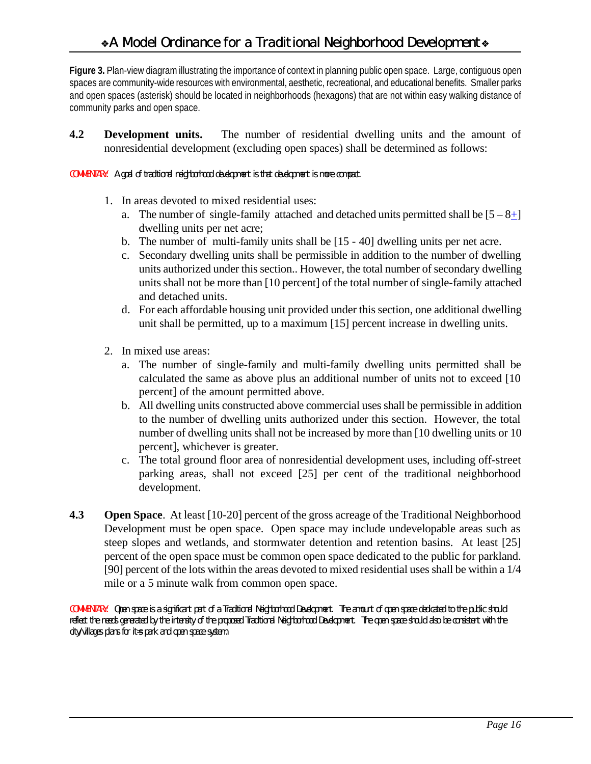**Figure 3.** Plan-view diagram illustrating the importance of context in planning public open space. Large, contiguous open spaces are community-wide resources with environmental, aesthetic, recreational, and educational benefits. Smaller parks and open spaces (asterisk) should be located in neighborhoods (hexagons) that are not within easy walking distance of community parks and open space.

**4.2 Development units.** The number of residential dwelling units and the amount of nonresidential development (excluding open spaces) shall be determined as follows:

*COMMENTARY: A goal of traditional neighborhood development is that development is more compact.*

1. In areas devoted to mixed residential uses:
   a. The number of single-family attached and detached units permitted shall be [5 – 8±] dwelling units per net acre;
   b. The number of multi-family units shall be [15 - 40] dwelling units per net acre.
   c. Secondary dwelling units shall be permissible in addition to the number of dwelling units authorized under this section.. However, the total number of secondary dwelling units shall not be more than [10 percent] of the total number of single-family attached and detached units.
   d. For each affordable housing unit provided under this section, one additional dwelling unit shall be permitted, up to a maximum [15] percent increase in dwelling units.

2. In mixed use areas:
   a. The number of single-family and multi-family dwelling units permitted shall be calculated the same as above plus an additional number of units not to exceed [10 percent] of the amount permitted above.
   b. All dwelling units constructed above commercial uses shall be permissible in addition to the number of dwelling units authorized under this section. However, the total number of dwelling units shall not be increased by more than [10 dwelling units or 10 percent], whichever is greater.
   c. The total ground floor area of nonresidential development uses, including off-street parking areas, shall not exceed [25] per cent of the traditional neighborhood development.

**4.3 Open Space**. At least [10-20] percent of the gross acreage of the Traditional Neighborhood Development must be open space. Open space may include undevelopable areas such as steep slopes and wetlands, and stormwater detention and retention basins. At least [25] percent of the open space must be common open space dedicated to the public for parkland. [90] percent of the lots within the areas devoted to mixed residential uses shall be within a 1/4 mile or a 5 minute walk from common open space.

*COMMENTARY: Open space is a significant part of a Traditional Neighborhood Development. The amount of open space dedicated to the public should reflect the needs generated by the intensity of the proposed Traditional Neighborhood Development. The open space should also be consistent with the city/villages plans for it=s park and open space system.*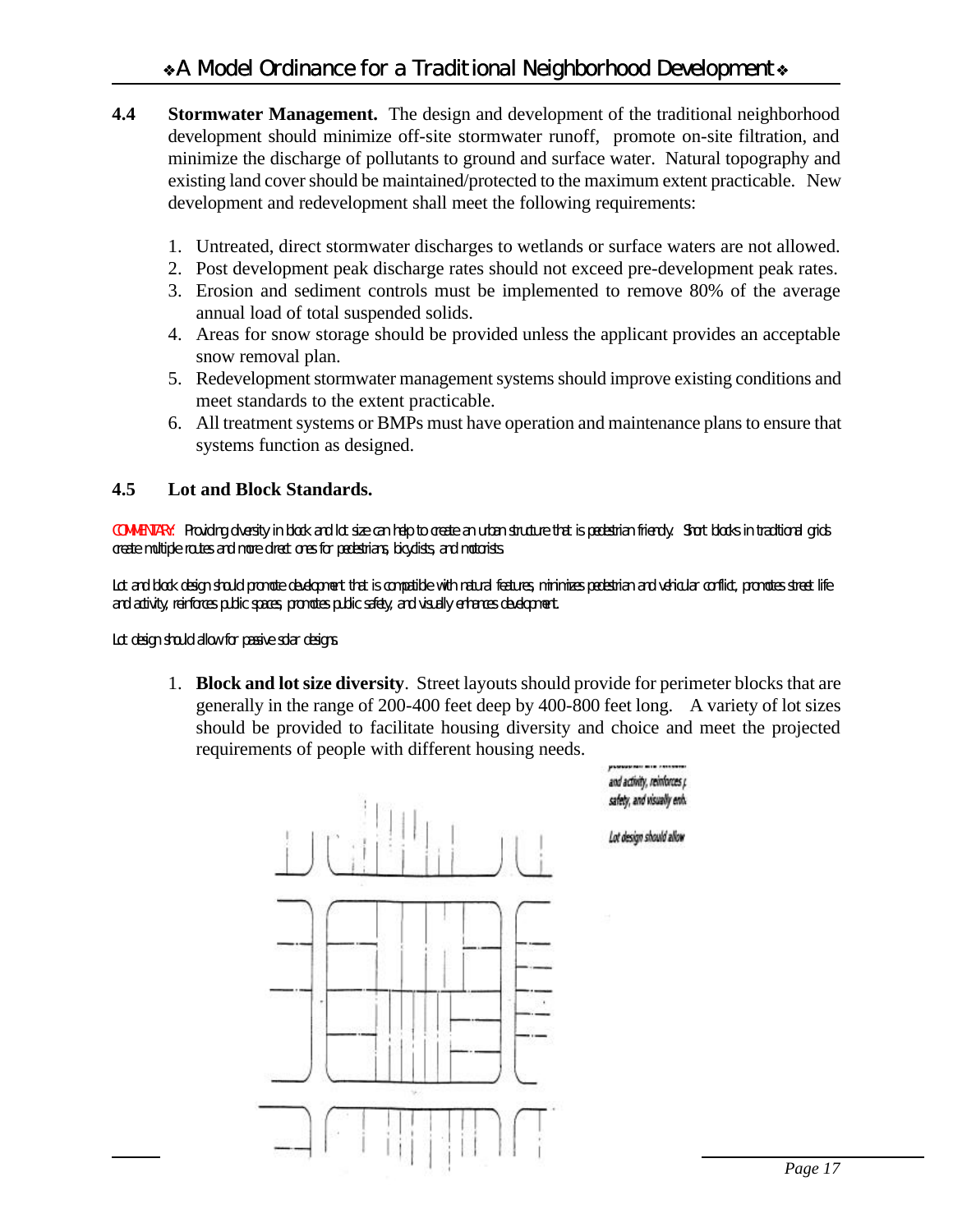**4.4 Stormwater Management.** The design and development of the traditional neighborhood development should minimize off-site stormwater runoff, promote on-site filtration, and minimize the discharge of pollutants to ground and surface water. Natural topography and existing land cover should be maintained/protected to the maximum extent practicable. New development and redevelopment shall meet the following requirements:

1. Untreated, direct stormwater discharges to wetlands or surface waters are not allowed.
2. Post development peak discharge rates should not exceed pre-development peak rates.
3. Erosion and sediment controls must be implemented to remove 80% of the average annual load of total suspended solids.
4. Areas for snow storage should be provided unless the applicant provides an acceptable snow removal plan.
5. Redevelopment stormwater management systems should improve existing conditions and meet standards to the extent practicable.
6. All treatment systems or BMPs must have operation and maintenance plans to ensure that systems function as designed.

**4.5 Lot and Block Standards.**

*COMMENTARY: Providing diversity in block and lot size can help to create an urban structure that is pedestrian friendly. Short blocks in traditional grids create multiple routes and more direct ones for pedestrians, bicyclists, and motorists.*

*Lot and block design should promote development that is compatible with natural features, minimizes pedestrian and vehicular conflict, promotes street life and activity, reinforces public spaces, promotes public safety, and visually enhances development.*

*Lot design should allow for passive solar designs.*

1. **Block and lot size diversity**. Street layouts should provide for perimeter blocks that are generally in the range of 200-400 feet deep by 400-800 feet long. A variety of lot sizes should be provided to facilitate housing diversity and choice and meet the projected requirements of people with different housing needs.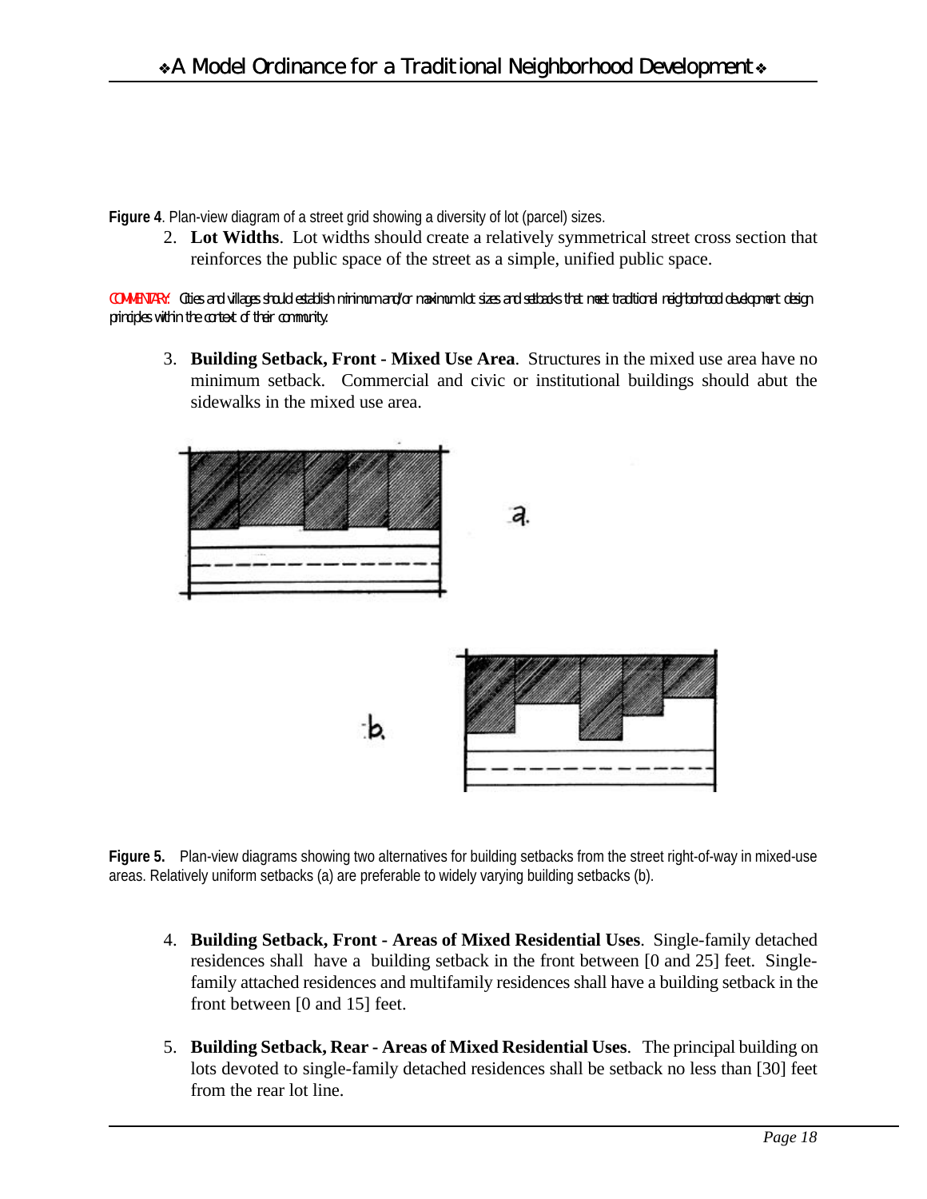**Figure 4**. Plan-view diagram of a street grid showing a diversity of lot (parcel) sizes.

2. **Lot Widths**. Lot widths should create a relatively symmetrical street cross section that reinforces the public space of the street as a simple, unified public space.

*COMMENTARY:* Cities and villages should establish minimum and/or maximum lot sizes and setbacks that meet traditional neighborhood development design principles within the context of their community.

3. **Building Setback, Front - Mixed Use Area**. Structures in the mixed use area have no minimum setback. Commercial and civic or institutional buildings should abut the sidewalks in the mixed use area.

**Figure 5.** Plan-view diagrams showing two alternatives for building setbacks from the street right-of-way in mixed-use areas. Relatively uniform setbacks (a) are preferable to widely varying building setbacks (b).

4. **Building Setback, Front - Areas of Mixed Residential Uses**. Single-family detached residences shall have a building setback in the front between [0 and 25] feet. Single-family attached residences and multifamily residences shall have a building setback in the front between [0 and 15] feet.

5. **Building Setback, Rear - Areas of Mixed Residential Uses**. The principal building on lots devoted to single-family detached residences shall be setback no less than [30] feet from the rear lot line.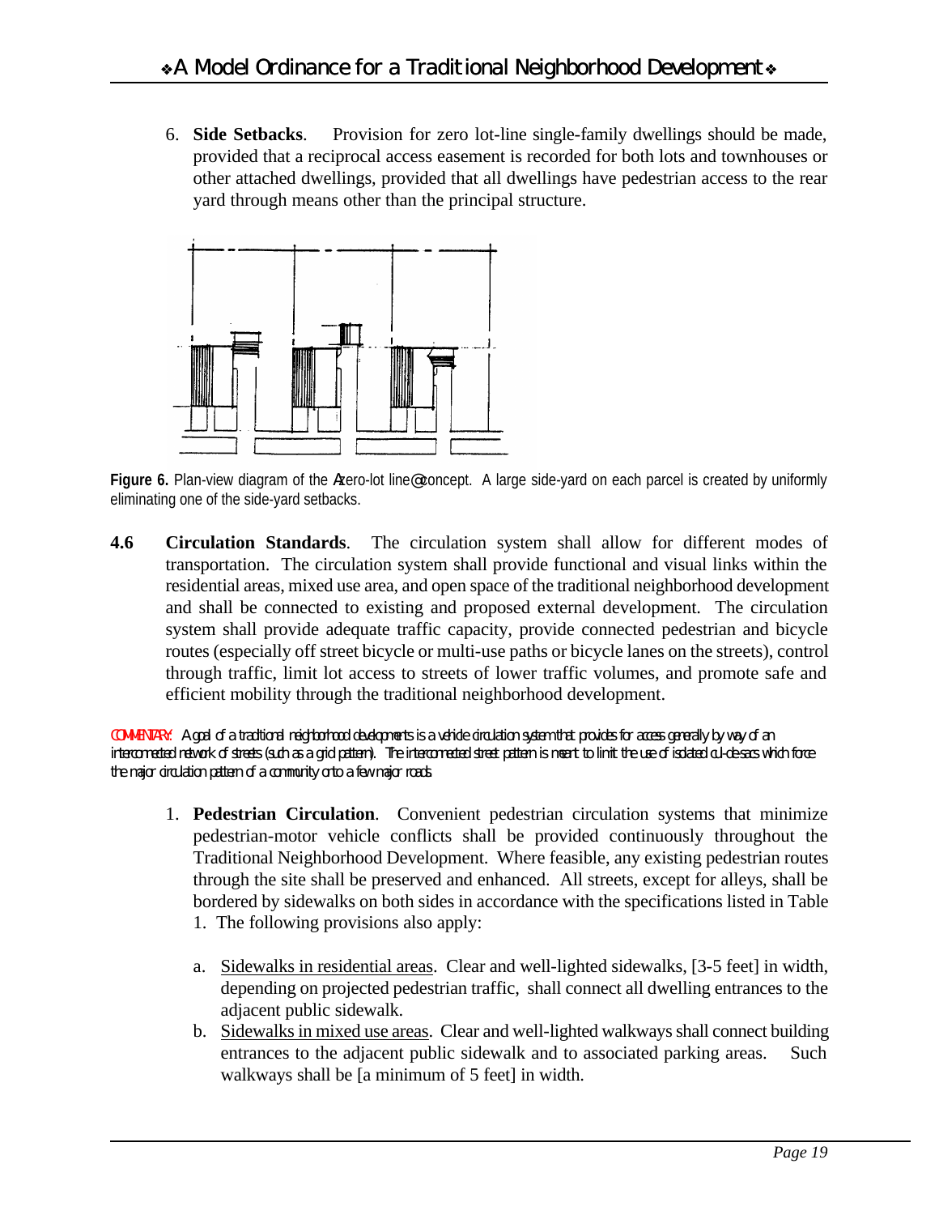6. **Side Setbacks**. Provision for zero lot-line single-family dwellings should be made, provided that a reciprocal access easement is recorded for both lots and townhouses or other attached dwellings, provided that all dwellings have pedestrian access to the rear yard through means other than the principal structure.

**Figure 6.** Plan-view diagram of the Azero-lot line@ concept. A large side-yard on each parcel is created by uniformly eliminating one of the side-yard setbacks.

**4.6 Circulation Standards**. The circulation system shall allow for different modes of transportation. The circulation system shall provide functional and visual links within the residential areas, mixed use area, and open space of the traditional neighborhood development and shall be connected to existing and proposed external development. The circulation system shall provide adequate traffic capacity, provide connected pedestrian and bicycle routes (especially off street bicycle or multi-use paths or bicycle lanes on the streets), control through traffic, limit lot access to streets of lower traffic volumes, and promote safe and efficient mobility through the traditional neighborhood development.

COMMENTARY: A goal of a traditional neighborhood developments is a vehicle circulation system that provides for access generally by way of an interconnected network of streets (such as a grid pattern). The interconnected street pattern is meant to limit the use of isolated cul-de-sacs which force the major circulation pattern of a community onto a few major roads.

1. **Pedestrian Circulation**. Convenient pedestrian circulation systems that minimize pedestrian-motor vehicle conflicts shall be provided continuously throughout the Traditional Neighborhood Development. Where feasible, any existing pedestrian routes through the site shall be preserved and enhanced. All streets, except for alleys, shall be bordered by sidewalks on both sides in accordance with the specifications listed in Table 1. The following provisions also apply:

   a. Sidewalks in residential areas. Clear and well-lighted sidewalks, [3-5 feet] in width, depending on projected pedestrian traffic, shall connect all dwelling entrances to the adjacent public sidewalk.

   b. Sidewalks in mixed use areas. Clear and well-lighted walkways shall connect building entrances to the adjacent public sidewalk and to associated parking areas. Such walkways shall be [a minimum of 5 feet] in width.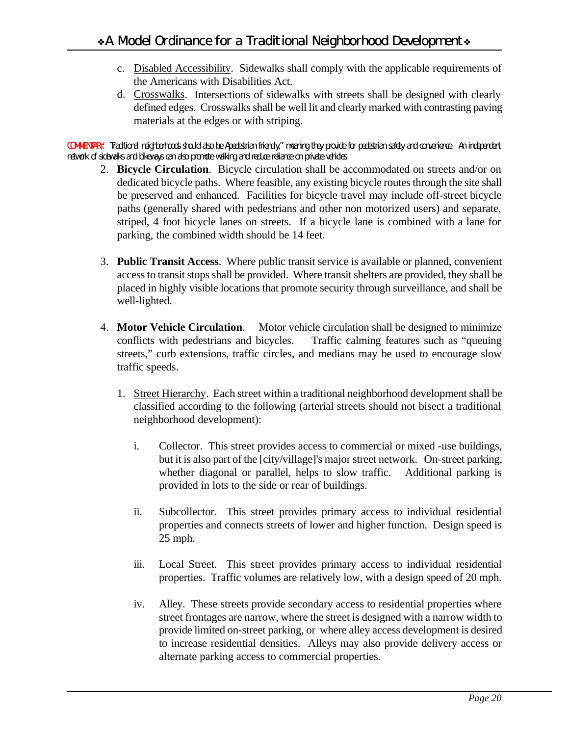c. Disabled Accessibility. Sidewalks shall comply with the applicable requirements of the Americans with Disabilities Act.

d. Crosswalks. Intersections of sidewalks with streets shall be designed with clearly defined edges. Crosswalks shall be well lit and clearly marked with contrasting paving materials at the edges or with striping.

COMMENTARY: Traditional neighborhoods should also be Apedestrian friendly," meaning they provide for pedestrian safety and convenience. An independent network of sidewalks and bikeways can also promote walking and reduce reliance on private vehicles.

2. **Bicycle Circulation**. Bicycle circulation shall be accommodated on streets and/or on dedicated bicycle paths. Where feasible, any existing bicycle routes through the site shall be preserved and enhanced. Facilities for bicycle travel may include off-street bicycle paths (generally shared with pedestrians and other non motorized users) and separate, striped, 4 foot bicycle lanes on streets. If a bicycle lane is combined with a lane for parking, the combined width should be 14 feet.

3. **Public Transit Access**. Where public transit service is available or planned, convenient access to transit stops shall be provided. Where transit shelters are provided, they shall be placed in highly visible locations that promote security through surveillance, and shall be well-lighted.

4. **Motor Vehicle Circulation**. Motor vehicle circulation shall be designed to minimize conflicts with pedestrians and bicycles. Traffic calming features such as "queuing streets," curb extensions, traffic circles, and medians may be used to encourage slow traffic speeds.

   1. Street Hierarchy. Each street within a traditional neighborhood development shall be classified according to the following (arterial streets should not bisect a traditional neighborhood development):

      i. Collector. This street provides access to commercial or mixed -use buildings, but it is also part of the [city/village]'s major street network. On-street parking, whether diagonal or parallel, helps to slow traffic. Additional parking is provided in lots to the side or rear of buildings.

      ii. Subcollector. This street provides primary access to individual residential properties and connects streets of lower and higher function. Design speed is 25 mph.

      iii. Local Street. This street provides primary access to individual residential properties. Traffic volumes are relatively low, with a design speed of 20 mph.

      iv. Alley. These streets provide secondary access to residential properties where street frontages are narrow, where the street is designed with a narrow width to provide limited on-street parking, or where alley access development is desired to increase residential densities. Alleys may also provide delivery access or alternate parking access to commercial properties.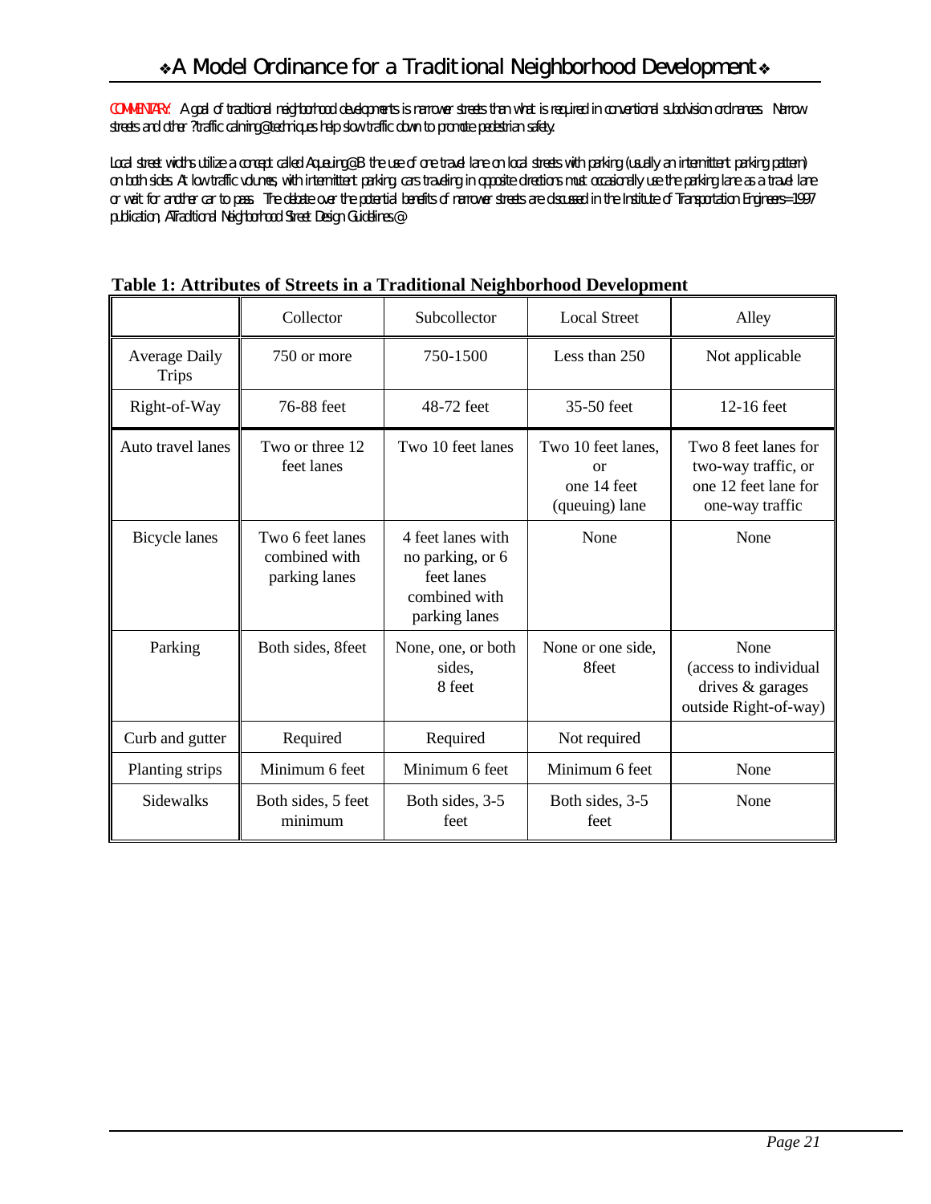COMMENTARY: A goal of traditional neighborhood developments is narrower streets than what is required in conventional subdivision ordinances. Narrow streets and other ?traffic calming@ techniques help slow traffic down to promote pedestrian safety.

Local street widths utilize a concept called Aqueuing@B the use of one travel lane on local streets with parking (usually an intermittent parking pattern) on both sides. At low traffic volumes, with intermittent parking, cars traveling in opposite directions must occasionally use the parking lane as a travel lane or wait for another car to pass. The debate over the potential benefits of narrower streets are discussed in the Institute of Transportation Engineers=1997 publication, ATraditional Neighborhood Street Design Guidelines.@

**Table 1: Attributes of Streets in a Traditional Neighborhood Development**

| | Collector | Subcollector | Local Street | Alley |
|---|---|---|---|---|
| Average Daily Trips | 750 or more | 750-1500 | Less than 250 | Not applicable |
| Right-of-Way | 76-88 feet | 48-72 feet | 35-50 feet | 12-16 feet |
| Auto travel lanes | Two or three 12 feet lanes | Two 10 feet lanes | Two 10 feet lanes, or one 14 feet (queuing) lane | Two 8 feet lanes for two-way traffic, or one 12 feet lane for one-way traffic |
| Bicycle lanes | Two 6 feet lanes combined with parking lanes | 4 feet lanes with no parking, or 6 feet lanes combined with parking lanes | None | None |
| Parking | Both sides, 8feet | None, one, or both sides, 8 feet | None or one side, 8feet | None (access to individual drives & garages outside Right-of-way) |
| Curb and gutter | Required | Required | Not required | |
| Planting strips | Minimum 6 feet | Minimum 6 feet | Minimum 6 feet | None |
| Sidewalks | Both sides, 5 feet minimum | Both sides, 3-5 feet | Both sides, 3-5 feet | None |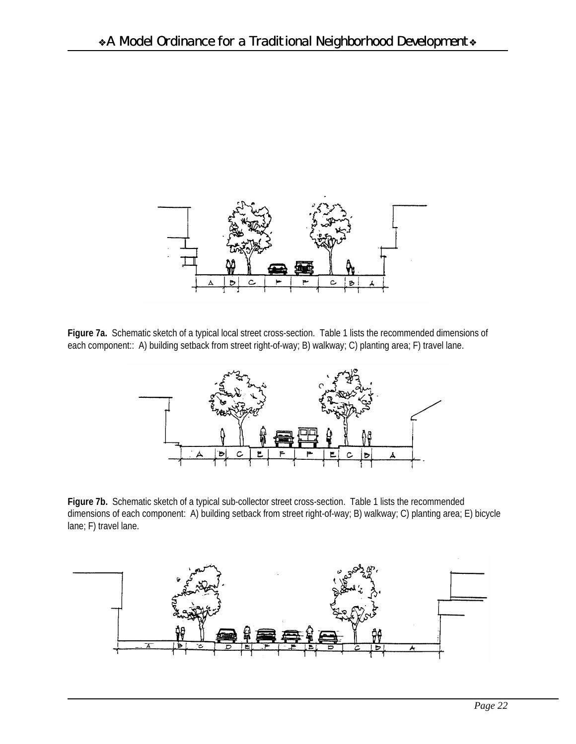**Figure 7a.** Schematic sketch of a typical local street cross-section. Table 1 lists the recommended dimensions of each component:: A) building setback from street right-of-way; B) walkway; C) planting area; F) travel lane.

**Figure 7b.** Schematic sketch of a typical sub-collector street cross-section. Table 1 lists the recommended dimensions of each component: A) building setback from street right-of-way; B) walkway; C) planting area; E) bicycle lane; F) travel lane.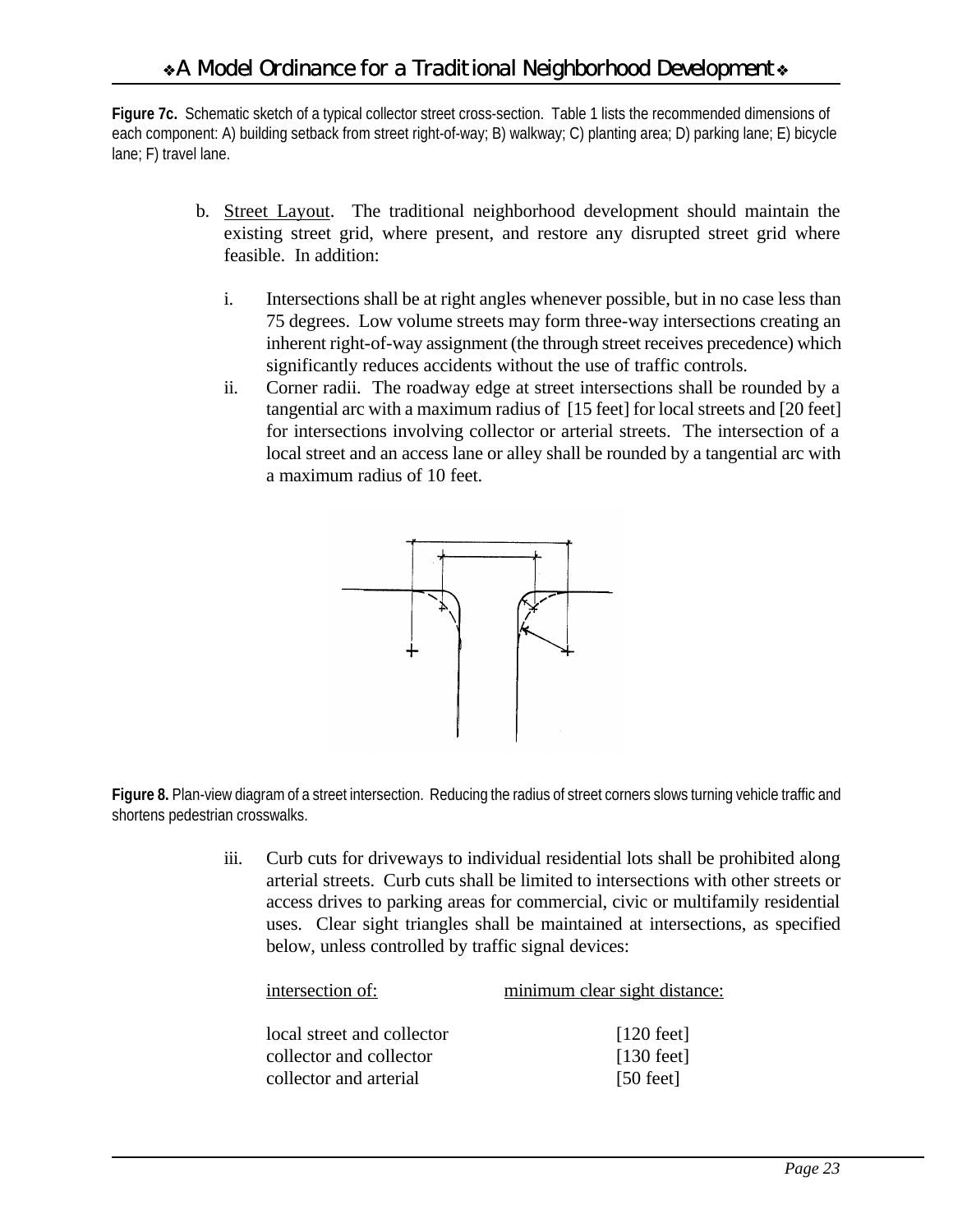**Figure 7c.** Schematic sketch of a typical collector street cross-section. Table 1 lists the recommended dimensions of each component: A) building setback from street right-of-way; B) walkway; C) planting area; D) parking lane; E) bicycle lane; F) travel lane.

b. Street Layout. The traditional neighborhood development should maintain the existing street grid, where present, and restore any disrupted street grid where feasible. In addition:

   i. Intersections shall be at right angles whenever possible, but in no case less than 75 degrees. Low volume streets may form three-way intersections creating an inherent right-of-way assignment (the through street receives precedence) which significantly reduces accidents without the use of traffic controls.

   ii. Corner radii. The roadway edge at street intersections shall be rounded by a tangential arc with a maximum radius of [15 feet] for local streets and [20 feet] for intersections involving collector or arterial streets. The intersection of a local street and an access lane or alley shall be rounded by a tangential arc with a maximum radius of 10 feet.

**Figure 8.** Plan-view diagram of a street intersection. Reducing the radius of street corners slows turning vehicle traffic and shortens pedestrian crosswalks.

   iii. Curb cuts for driveways to individual residential lots shall be prohibited along arterial streets. Curb cuts shall be limited to intersections with other streets or access drives to parking areas for commercial, civic or multifamily residential uses. Clear sight triangles shall be maintained at intersections, as specified below, unless controlled by traffic signal devices:

| intersection of: | minimum clear sight distance: |
|---|---|
| local street and collector | [120 feet] |
| collector and collector | [130 feet] |
| collector and arterial | [50 feet] |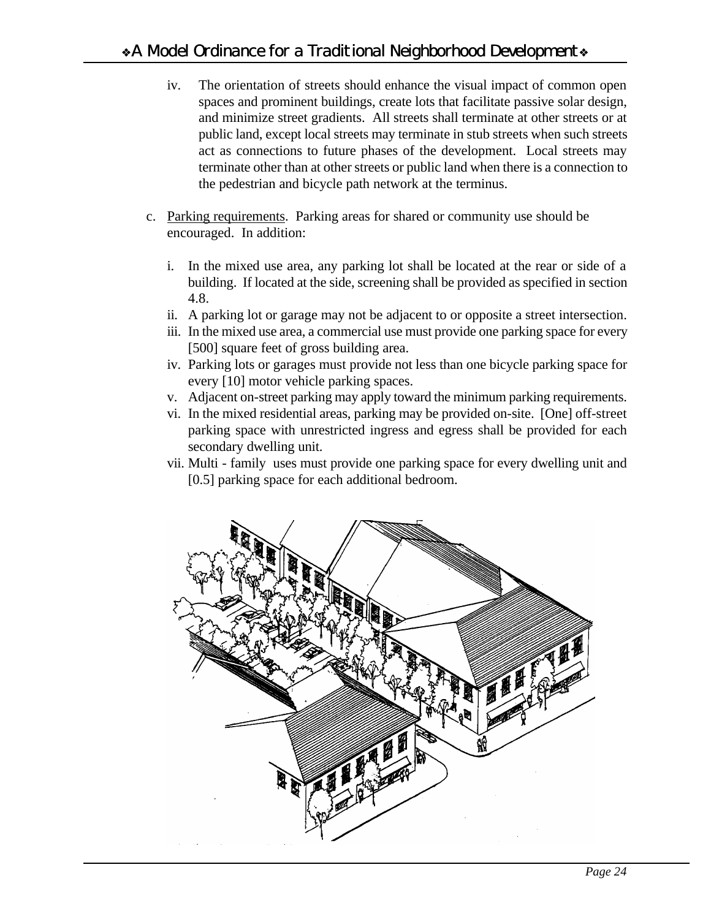iv. The orientation of streets should enhance the visual impact of common open spaces and prominent buildings, create lots that facilitate passive solar design, and minimize street gradients. All streets shall terminate at other streets or at public land, except local streets may terminate in stub streets when such streets act as connections to future phases of the development. Local streets may terminate other than at other streets or public land when there is a connection to the pedestrian and bicycle path network at the terminus.

c. Parking requirements. Parking areas for shared or community use should be encouraged. In addition:

   i. In the mixed use area, any parking lot shall be located at the rear or side of a building. If located at the side, screening shall be provided as specified in section 4.8.
   ii. A parking lot or garage may not be adjacent to or opposite a street intersection.
   iii. In the mixed use area, a commercial use must provide one parking space for every [500] square feet of gross building area.
   iv. Parking lots or garages must provide not less than one bicycle parking space for every [10] motor vehicle parking spaces.
   v. Adjacent on-street parking may apply toward the minimum parking requirements.
   vi. In the mixed residential areas, parking may be provided on-site. [One] off-street parking space with unrestricted ingress and egress shall be provided for each secondary dwelling unit.
   vii. Multi - family uses must provide one parking space for every dwelling unit and [0.5] parking space for each additional bedroom.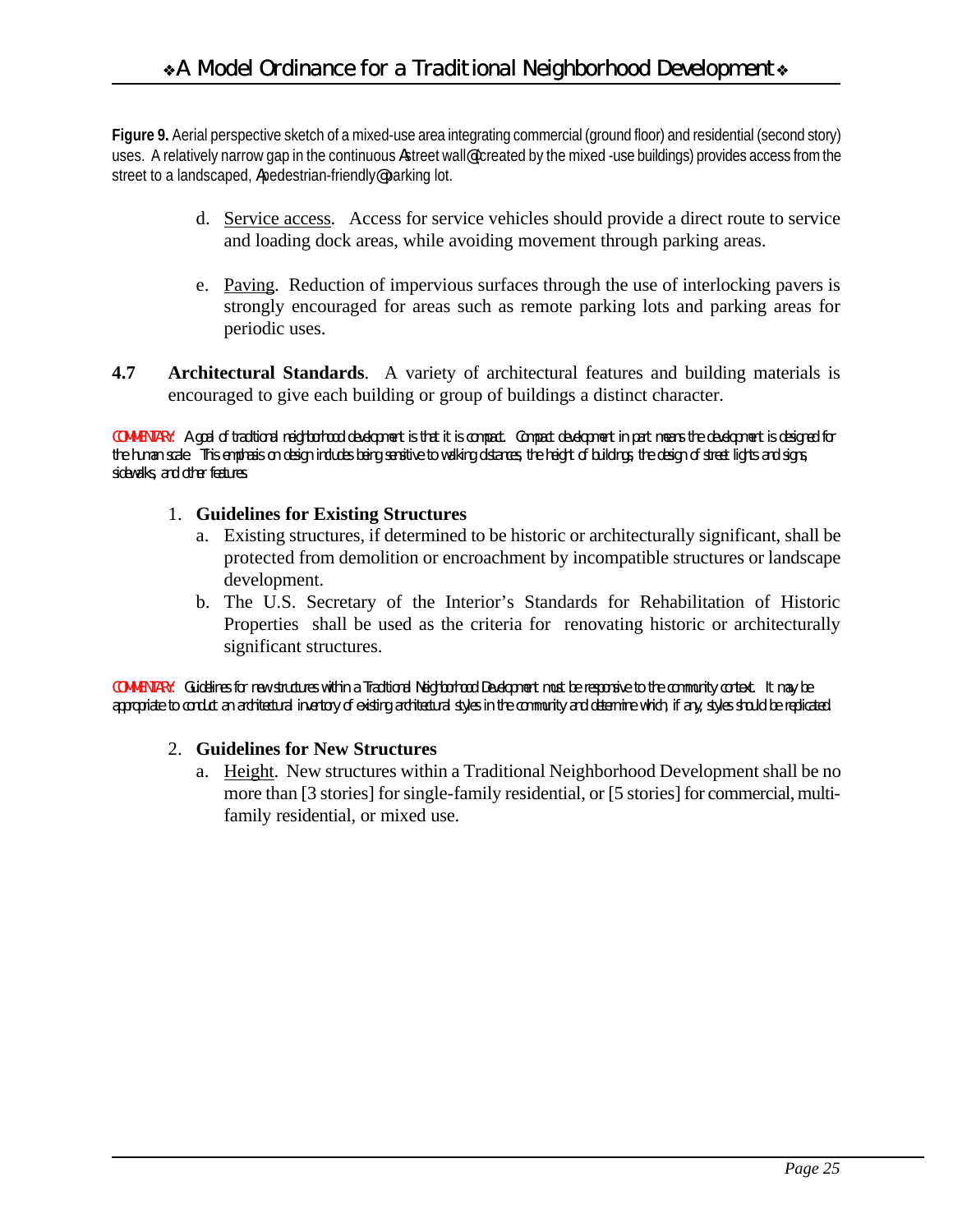**Figure 9.** Aerial perspective sketch of a mixed-use area integrating commercial (ground floor) and residential (second story) uses. A relatively narrow gap in the continuous Astreet wall@ (created by the mixed -use buildings) provides access from the street to a landscaped, Apedestrian-friendly@ parking lot.

d. Service access. Access for service vehicles should provide a direct route to service and loading dock areas, while avoiding movement through parking areas.

e. Paving. Reduction of impervious surfaces through the use of interlocking pavers is strongly encouraged for areas such as remote parking lots and parking areas for periodic uses.

**4.7 Architectural Standards**. A variety of architectural features and building materials is encouraged to give each building or group of buildings a distinct character.

*COMMENTARY: A goal of traditional neighborhood development is that it is compact. Compact development in part means the development is designed for the human scale. This emphasis on design includes being sensitive to walking distances, the height of buildings, the design of street lights and signs, sidewalks, and other features.*

1. **Guidelines for Existing Structures**
   a. Existing structures, if determined to be historic or architecturally significant, shall be protected from demolition or encroachment by incompatible structures or landscape development.
   b. The U.S. Secretary of the Interior's Standards for Rehabilitation of Historic Properties shall be used as the criteria for renovating historic or architecturally significant structures.

*COMMENTARY: Guidelines for new structures within a Traditional Neighborhood Development must be responsive to the community context. It may be appropriate to conduct an architectural inventory of existing architectural styles in the community and determine which, if any, styles should be replicated.*

2. **Guidelines for New Structures**
   a. Height. New structures within a Traditional Neighborhood Development shall be no more than [3 stories] for single-family residential, or [5 stories] for commercial, multi-family residential, or mixed use.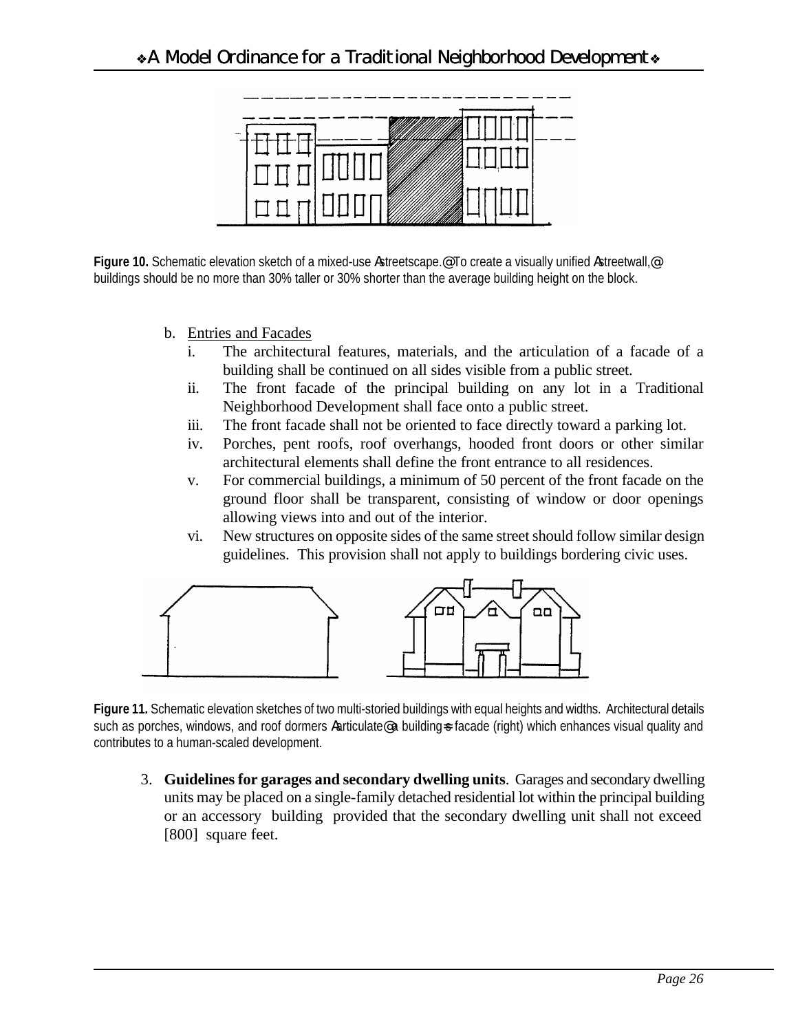**Figure 10.** Schematic elevation sketch of a mixed-use Astreetscape.@ To create a visually unified Astreetwall,@ buildings should be no more than 30% taller or 30% shorter than the average building height on the block.

b. Entries and Facades
   i. The architectural features, materials, and the articulation of a facade of a building shall be continued on all sides visible from a public street.
   ii. The front facade of the principal building on any lot in a Traditional Neighborhood Development shall face onto a public street.
   iii. The front facade shall not be oriented to face directly toward a parking lot.
   iv. Porches, pent roofs, roof overhangs, hooded front doors or other similar architectural elements shall define the front entrance to all residences.
   v. For commercial buildings, a minimum of 50 percent of the front facade on the ground floor shall be transparent, consisting of window or door openings allowing views into and out of the interior.
   vi. New structures on opposite sides of the same street should follow similar design guidelines. This provision shall not apply to buildings bordering civic uses.

**Figure 11.** Schematic elevation sketches of two multi-storied buildings with equal heights and widths. Architectural details such as porches, windows, and roof dormers Aarticulate@ a building=s facade (right) which enhances visual quality and contributes to a human-scaled development.

3. **Guidelines for garages and secondary dwelling units**. Garages and secondary dwelling units may be placed on a single-family detached residential lot within the principal building or an accessory building provided that the secondary dwelling unit shall not exceed [800] square feet.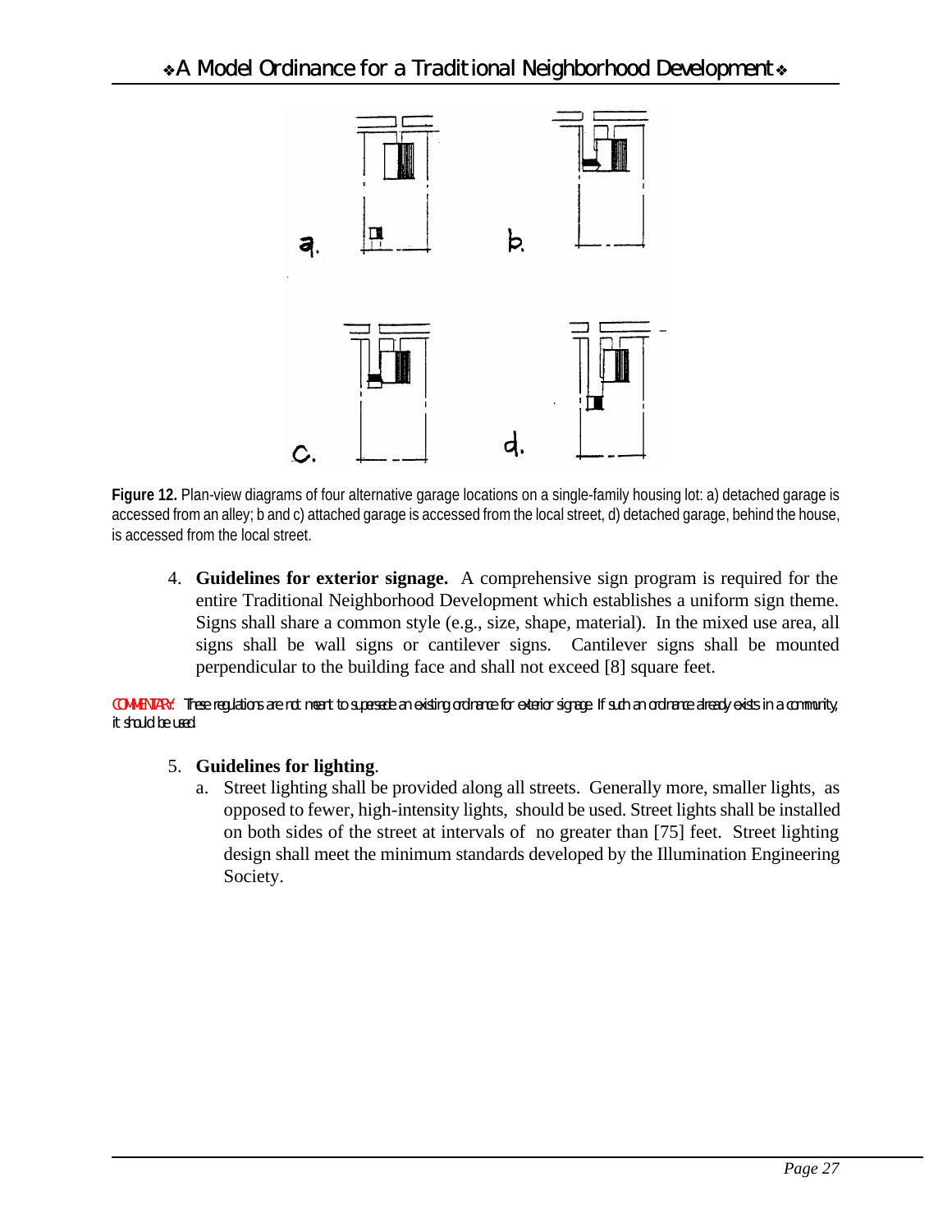**Figure 12.** Plan-view diagrams of four alternative garage locations on a single-family housing lot: a) detached garage is accessed from an alley; b and c) attached garage is accessed from the local street, d) detached garage, behind the house, is accessed from the local street.

4. **Guidelines for exterior signage.** A comprehensive sign program is required for the entire Traditional Neighborhood Development which establishes a uniform sign theme. Signs shall share a common style (e.g., size, shape, material). In the mixed use area, all signs shall be wall signs or cantilever signs. Cantilever signs shall be mounted perpendicular to the building face and shall not exceed [8] square feet.

*COMMENTARY: These regulations are not meant to supersede an existing ordinance for exterior signage. If such an ordinance already exists in a community, it should be used.*

5. **Guidelines for lighting**.
   a. Street lighting shall be provided along all streets. Generally more, smaller lights, as opposed to fewer, high-intensity lights, should be used. Street lights shall be installed on both sides of the street at intervals of no greater than [75] feet. Street lighting design shall meet the minimum standards developed by the Illumination Engineering Society.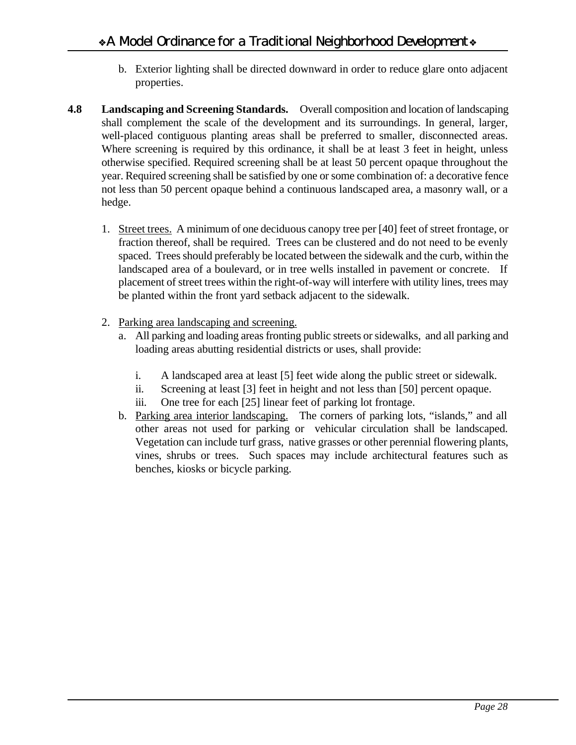b. Exterior lighting shall be directed downward in order to reduce glare onto adjacent properties.

**4.8 Landscaping and Screening Standards.** Overall composition and location of landscaping shall complement the scale of the development and its surroundings. In general, larger, well-placed contiguous planting areas shall be preferred to smaller, disconnected areas. Where screening is required by this ordinance, it shall be at least 3 feet in height, unless otherwise specified. Required screening shall be at least 50 percent opaque throughout the year. Required screening shall be satisfied by one or some combination of: a decorative fence not less than 50 percent opaque behind a continuous landscaped area, a masonry wall, or a hedge.

1. <u>Street trees.</u> A minimum of one deciduous canopy tree per [40] feet of street frontage, or fraction thereof, shall be required. Trees can be clustered and do not need to be evenly spaced. Trees should preferably be located between the sidewalk and the curb, within the landscaped area of a boulevard, or in tree wells installed in pavement or concrete. If placement of street trees within the right-of-way will interfere with utility lines, trees may be planted within the front yard setback adjacent to the sidewalk.

2. <u>Parking area landscaping and screening.</u>
   a. All parking and loading areas fronting public streets or sidewalks, and all parking and loading areas abutting residential districts or uses, shall provide:

      i. A landscaped area at least [5] feet wide along the public street or sidewalk.
      ii. Screening at least [3] feet in height and not less than [50] percent opaque.
      iii. One tree for each [25] linear feet of parking lot frontage.

   b. <u>Parking area interior landscaping.</u> The corners of parking lots, "islands," and all other areas not used for parking or vehicular circulation shall be landscaped. Vegetation can include turf grass, native grasses or other perennial flowering plants, vines, shrubs or trees. Such spaces may include architectural features such as benches, kiosks or bicycle parking.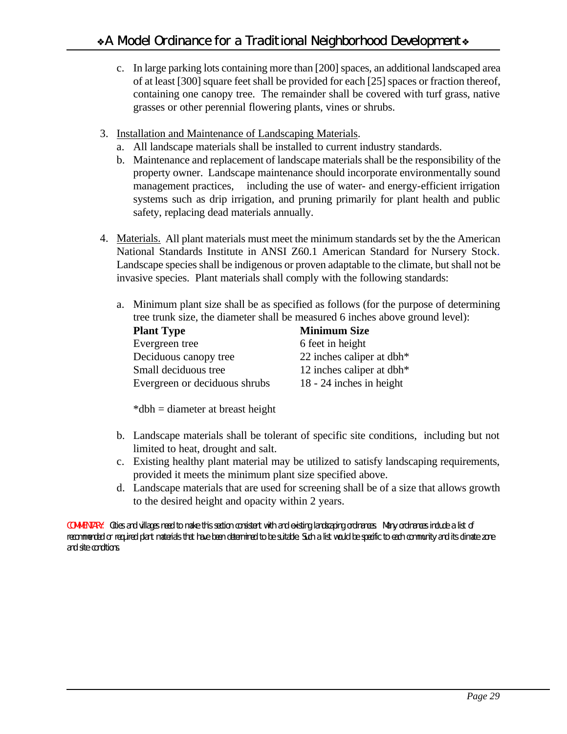c. In large parking lots containing more than [200] spaces, an additional landscaped area of at least [300] square feet shall be provided for each [25] spaces or fraction thereof, containing one canopy tree. The remainder shall be covered with turf grass, native grasses or other perennial flowering plants, vines or shrubs.

3. Installation and Maintenance of Landscaping Materials.
   a. All landscape materials shall be installed to current industry standards.
   b. Maintenance and replacement of landscape materials shall be the responsibility of the property owner. Landscape maintenance should incorporate environmentally sound management practices, including the use of water- and energy-efficient irrigation systems such as drip irrigation, and pruning primarily for plant health and public safety, replacing dead materials annually.

4. Materials. All plant materials must meet the minimum standards set by the the American National Standards Institute in ANSI Z60.1 American Standard for Nursery Stock. Landscape species shall be indigenous or proven adaptable to the climate, but shall not be invasive species. Plant materials shall comply with the following standards:

   a. Minimum plant size shall be as specified as follows (for the purpose of determining tree trunk size, the diameter shall be measured 6 inches above ground level):

| Plant Type | Minimum Size |
|---|---|
| Evergreen tree | 6 feet in height |
| Deciduous canopy tree | 22 inches caliper at dbh* |
| Small deciduous tree | 12 inches caliper at dbh* |
| Evergreen or deciduous shrubs | 18 - 24 inches in height |

   *dbh = diameter at breast height

   b. Landscape materials shall be tolerant of specific site conditions, including but not limited to heat, drought and salt.
   c. Existing healthy plant material may be utilized to satisfy landscaping requirements, provided it meets the minimum plant size specified above.
   d. Landscape materials that are used for screening shall be of a size that allows growth to the desired height and opacity within 2 years.

COMMENTARY: Cities and villages need to make this section consistent with and existing landscaping ordinances. Many ordinances include a list of recommended or required plant materials that have been determined to be suitable. Such a list would be specific to each community and its climate zone and site conditions.